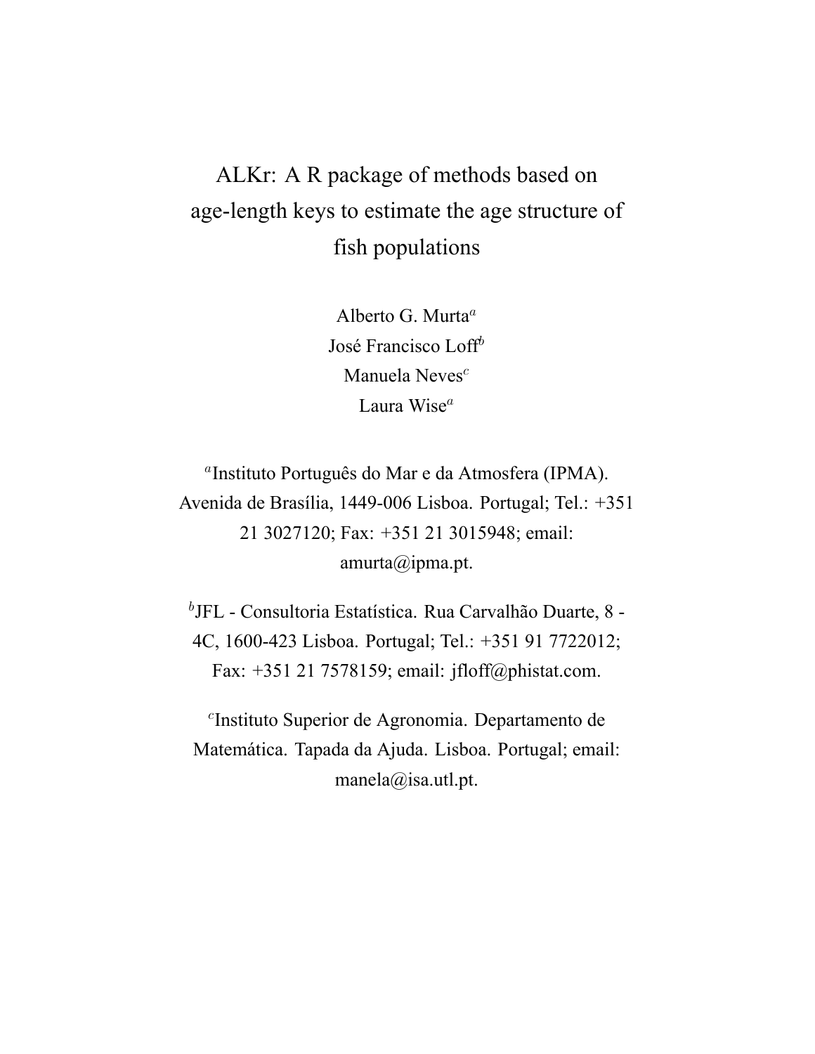# ALKr: A R package of methods based on age-length keys to estimate the age structure of fish populations

Alberto G. Murta[a]
José Francisco Loff[b]
Manuela Neves[c]
Laura Wise[a]

[a]Instituto Português do Mar e da Atmosfera (IPMA). Avenida de Brasília, 1449-006 Lisboa. Portugal; Tel.: +351 21 3027120; Fax: +351 21 3015948; email: amurta@ipma.pt.

[b]JFL - Consultoria Estatística. Rua Carvalhão Duarte, 8 - 4C, 1600-423 Lisboa. Portugal; Tel.: +351 91 7722012; Fax: +351 21 7578159; email: jfloff@phistat.com.

[c]Instituto Superior de Agronomia. Departamento de Matemática. Tapada da Ajuda. Lisboa. Portugal; email: manela@isa.utl.pt.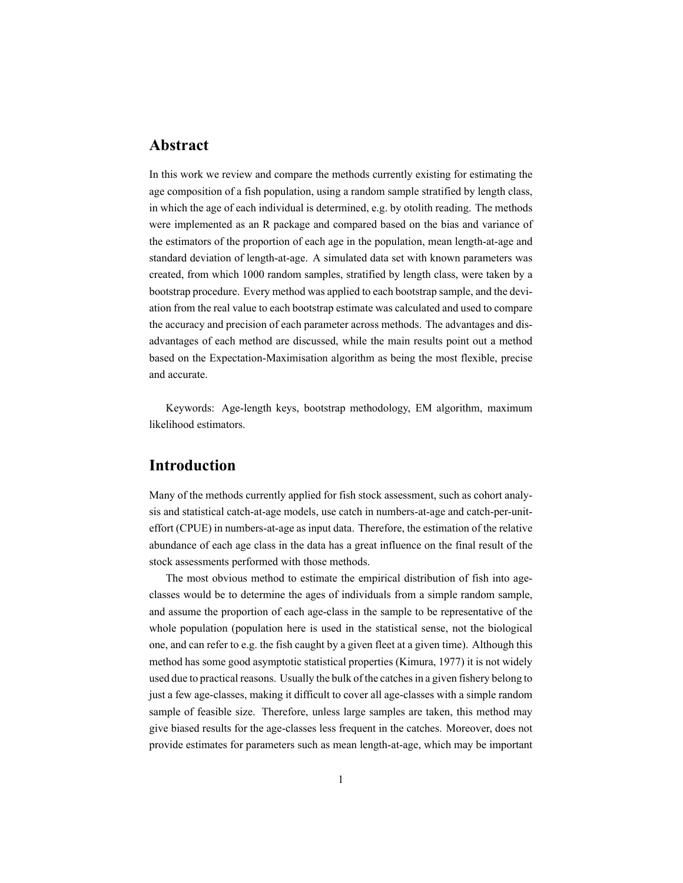## Abstract

In this work we review and compare the methods currently existing for estimating the age composition of a fish population, using a random sample stratified by length class, in which the age of each individual is determined, e.g. by otolith reading. The methods were implemented as an R package and compared based on the bias and variance of the estimators of the proportion of each age in the population, mean length-at-age and standard deviation of length-at-age. A simulated data set with known parameters was created, from which 1000 random samples, stratified by length class, were taken by a bootstrap procedure. Every method was applied to each bootstrap sample, and the deviation from the real value to each bootstrap estimate was calculated and used to compare the accuracy and precision of each parameter across methods. The advantages and disadvantages of each method are discussed, while the main results point out a method based on the Expectation-Maximisation algorithm as being the most flexible, precise and accurate.

Keywords: Age-length keys, bootstrap methodology, EM algorithm, maximum likelihood estimators.

## Introduction

Many of the methods currently applied for fish stock assessment, such as cohort analysis and statistical catch-at-age models, use catch in numbers-at-age and catch-per-unit-effort (CPUE) in numbers-at-age as input data. Therefore, the estimation of the relative abundance of each age class in the data has a great influence on the final result of the stock assessments performed with those methods.

The most obvious method to estimate the empirical distribution of fish into age-classes would be to determine the ages of individuals from a simple random sample, and assume the proportion of each age-class in the sample to be representative of the whole population (population here is used in the statistical sense, not the biological one, and can refer to e.g. the fish caught by a given fleet at a given time). Although this method has some good asymptotic statistical properties (Kimura, 1977) it is not widely used due to practical reasons. Usually the bulk of the catches in a given fishery belong to just a few age-classes, making it difficult to cover all age-classes with a simple random sample of feasible size. Therefore, unless large samples are taken, this method may give biased results for the age-classes less frequent in the catches. Moreover, does not provide estimates for parameters such as mean length-at-age, which may be important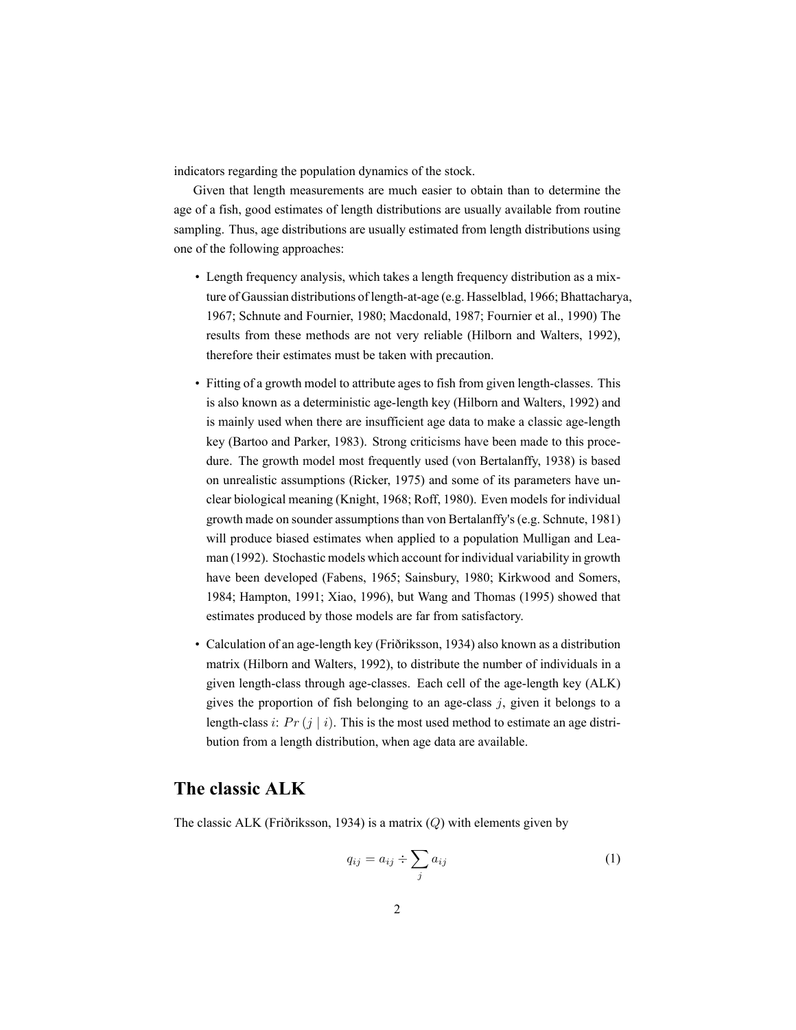indicators regarding the population dynamics of the stock.

Given that length measurements are much easier to obtain than to determine the age of a fish, good estimates of length distributions are usually available from routine sampling. Thus, age distributions are usually estimated from length distributions using one of the following approaches:

- Length frequency analysis, which takes a length frequency distribution as a mixture of Gaussian distributions of length-at-age (e.g. Hasselblad, 1966; Bhattacharya, 1967; Schnute and Fournier, 1980; Macdonald, 1987; Fournier et al., 1990) The results from these methods are not very reliable (Hilborn and Walters, 1992), therefore their estimates must be taken with precaution.
- Fitting of a growth model to attribute ages to fish from given length-classes. This is also known as a deterministic age-length key (Hilborn and Walters, 1992) and is mainly used when there are insufficient age data to make a classic age-length key (Bartoo and Parker, 1983). Strong criticisms have been made to this procedure. The growth model most frequently used (von Bertalanffy, 1938) is based on unrealistic assumptions (Ricker, 1975) and some of its parameters have unclear biological meaning (Knight, 1968; Roff, 1980). Even models for individual growth made on sounder assumptions than von Bertalanffy's (e.g. Schnute, 1981) will produce biased estimates when applied to a population Mulligan and Leaman (1992). Stochastic models which account for individual variability in growth have been developed (Fabens, 1965; Sainsbury, 1980; Kirkwood and Somers, 1984; Hampton, 1991; Xiao, 1996), but Wang and Thomas (1995) showed that estimates produced by those models are far from satisfactory.
- Calculation of an age-length key (Friðriksson, 1934) also known as a distribution matrix (Hilborn and Walters, 1992), to distribute the number of individuals in a given length-class through age-classes. Each cell of the age-length key (ALK) gives the proportion of fish belonging to an age-class $j$, given it belongs to a length-class $i$: $Pr\left(j \mid i\right)$. This is the most used method to estimate an age distribution from a length distribution, when age data are available.

## The classic ALK

The classic ALK (Friðriksson, 1934) is a matrix ($Q$) with elements given by

$$q_{ij} = a_{ij} \div \sum_{j} a_{ij} \tag{1}$$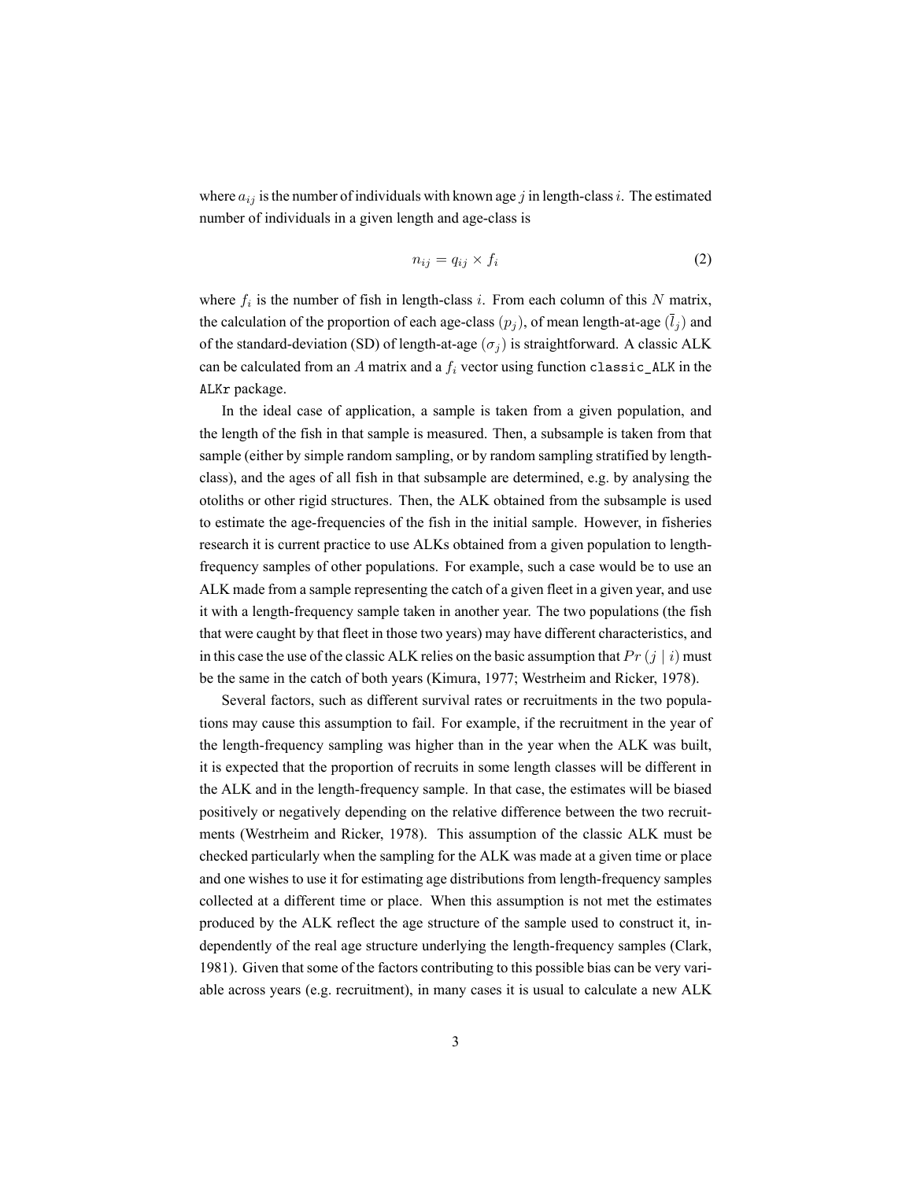where $a_{ij}$ is the number of individuals with known age $j$ in length-class $i$. The estimated number of individuals in a given length and age-class is

$$n_{ij} = q_{ij} \times f_i \tag{2}$$

where $f_i$ is the number of fish in length-class $i$. From each column of this $N$ matrix, the calculation of the proportion of each age-class ($p_j$), of mean length-at-age ($\bar{l}_j$) and of the standard-deviation (SD) of length-at-age ($\sigma_j$) is straightforward. A classic ALK can be calculated from an $A$ matrix and a $f_i$ vector using function `classic_ALK` in the `ALKr` package.

In the ideal case of application, a sample is taken from a given population, and the length of the fish in that sample is measured. Then, a subsample is taken from that sample (either by simple random sampling, or by random sampling stratified by length-class), and the ages of all fish in that subsample are determined, e.g. by analysing the otoliths or other rigid structures. Then, the ALK obtained from the subsample is used to estimate the age-frequencies of the fish in the initial sample. However, in fisheries research it is current practice to use ALKs obtained from a given population to length-frequency samples of other populations. For example, such a case would be to use an ALK made from a sample representing the catch of a given fleet in a given year, and use it with a length-frequency sample taken in another year. The two populations (the fish that were caught by that fleet in those two years) may have different characteristics, and in this case the use of the classic ALK relies on the basic assumption that $Pr\,(j \mid i)$ must be the same in the catch of both years (Kimura, 1977; Westrheim and Ricker, 1978).

Several factors, such as different survival rates or recruitments in the two populations may cause this assumption to fail. For example, if the recruitment in the year of the length-frequency sampling was higher than in the year when the ALK was built, it is expected that the proportion of recruits in some length classes will be different in the ALK and in the length-frequency sample. In that case, the estimates will be biased positively or negatively depending on the relative difference between the two recruitments (Westrheim and Ricker, 1978). This assumption of the classic ALK must be checked particularly when the sampling for the ALK was made at a given time or place and one wishes to use it for estimating age distributions from length-frequency samples collected at a different time or place. When this assumption is not met the estimates produced by the ALK reflect the age structure of the sample used to construct it, independently of the real age structure underlying the length-frequency samples (Clark, 1981). Given that some of the factors contributing to this possible bias can be very variable across years (e.g. recruitment), in many cases it is usual to calculate a new ALK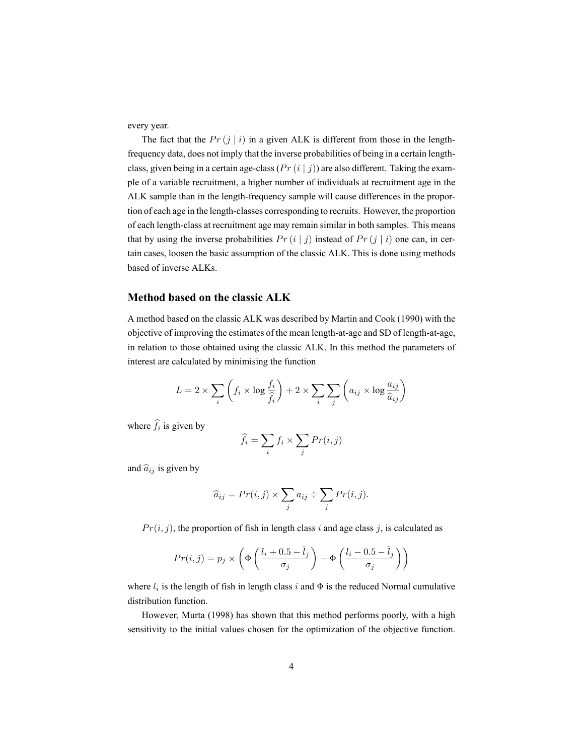every year.

The fact that the $Pr\,(j \mid i)$ in a given ALK is different from those in the length-frequency data, does not imply that the inverse probabilities of being in a certain length-class, given being in a certain age-class ($Pr\,(i \mid j)$) are also different. Taking the example of a variable recruitment, a higher number of individuals at recruitment age in the ALK sample than in the length-frequency sample will cause differences in the proportion of each age in the length-classes corresponding to recruits. However, the proportion of each length-class at recruitment age may remain similar in both samples. This means that by using the inverse probabilities $Pr\,(i \mid j)$ instead of $Pr\,(j \mid i)$ one can, in certain cases, loosen the basic assumption of the classic ALK. This is done using methods based of inverse ALKs.

### Method based on the classic ALK

A method based on the classic ALK was described by Martin and Cook (1990) with the objective of improving the estimates of the mean length-at-age and SD of length-at-age, in relation to those obtained using the classic ALK. In this method the parameters of interest are calculated by minimising the function

$$L = 2 \times \sum_i \left( f_i \times \log \frac{f_i}{\widehat{f_i}} \right) + 2 \times \sum_i \sum_j \left( a_{ij} \times \log \frac{a_{ij}}{\widehat{a}_{ij}} \right)$$

where $\widehat{f_i}$ is given by

$$\widehat{f_i} = \sum_i f_i \times \sum_j Pr(i,j)$$

and $\widehat{a}_{ij}$ is given by

$$\widehat{a}_{ij} = Pr(i,j) \times \sum_j a_{ij} \div \sum_j Pr(i,j).$$

$Pr(i,j)$, the proportion of fish in length class $i$ and age class $j$, is calculated as

$$Pr(i,j) = p_j \times \left( \Phi\left( \frac{l_i + 0.5 - \bar{l}_j}{\sigma_j} \right) - \Phi\left( \frac{l_i - 0.5 - \bar{l}_j}{\sigma_j} \right) \right)$$

where $l_i$ is the length of fish in length class $i$ and $\Phi$ is the reduced Normal cumulative distribution function.

However, Murta (1998) has shown that this method performs poorly, with a high sensitivity to the initial values chosen for the optimization of the objective function.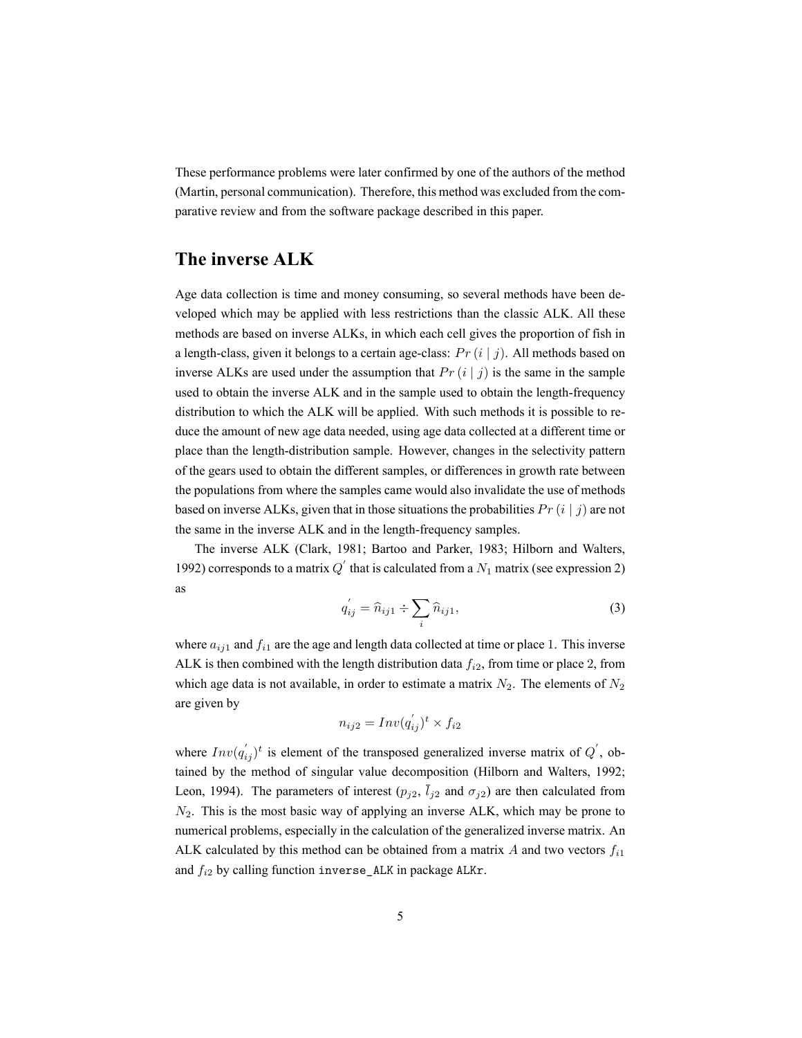These performance problems were later confirmed by one of the authors of the method (Martin, personal communication). Therefore, this method was excluded from the comparative review and from the software package described in this paper.

## The inverse ALK

Age data collection is time and money consuming, so several methods have been developed which may be applied with less restrictions than the classic ALK. All these methods are based on inverse ALKs, in which each cell gives the proportion of fish in a length-class, given it belongs to a certain age-class: $Pr\,(i \mid j)$. All methods based on inverse ALKs are used under the assumption that $Pr\,(i \mid j)$ is the same in the sample used to obtain the inverse ALK and in the sample used to obtain the length-frequency distribution to which the ALK will be applied. With such methods it is possible to reduce the amount of new age data needed, using age data collected at a different time or place than the length-distribution sample. However, changes in the selectivity pattern of the gears used to obtain the different samples, or differences in growth rate between the populations from where the samples came would also invalidate the use of methods based on inverse ALKs, given that in those situations the probabilities $Pr\,(i \mid j)$ are not the same in the inverse ALK and in the length-frequency samples.

The inverse ALK (Clark, 1981; Bartoo and Parker, 1983; Hilborn and Walters, 1992) corresponds to a matrix $Q^{'}$ that is calculated from a $N_1$ matrix (see expression 2) as

$$q_{ij}^{'} = \widehat{n}_{ij1} \div \sum_{i} \widehat{n}_{ij1}, \tag{3}$$

where $a_{ij1}$ and $f_{i1}$ are the age and length data collected at time or place 1. This inverse ALK is then combined with the length distribution data $f_{i2}$, from time or place 2, from which age data is not available, in order to estimate a matrix $N_2$. The elements of $N_2$ are given by

$$n_{ij2} = Inv(q_{ij}^{'})^{t} \times f_{i2}$$

where $Inv(q_{ij}^{'})^{t}$ is element of the transposed generalized inverse matrix of $Q^{'}$, obtained by the method of singular value decomposition (Hilborn and Walters, 1992; Leon, 1994). The parameters of interest ($p_{j2}$, $\overline{l}_{j2}$ and $\sigma_{j2}$) are then calculated from $N_2$. This is the most basic way of applying an inverse ALK, which may be prone to numerical problems, especially in the calculation of the generalized inverse matrix. An ALK calculated by this method can be obtained from a matrix $A$ and two vectors $f_{i1}$ and $f_{i2}$ by calling function `inverse_ALK` in package `ALKr`.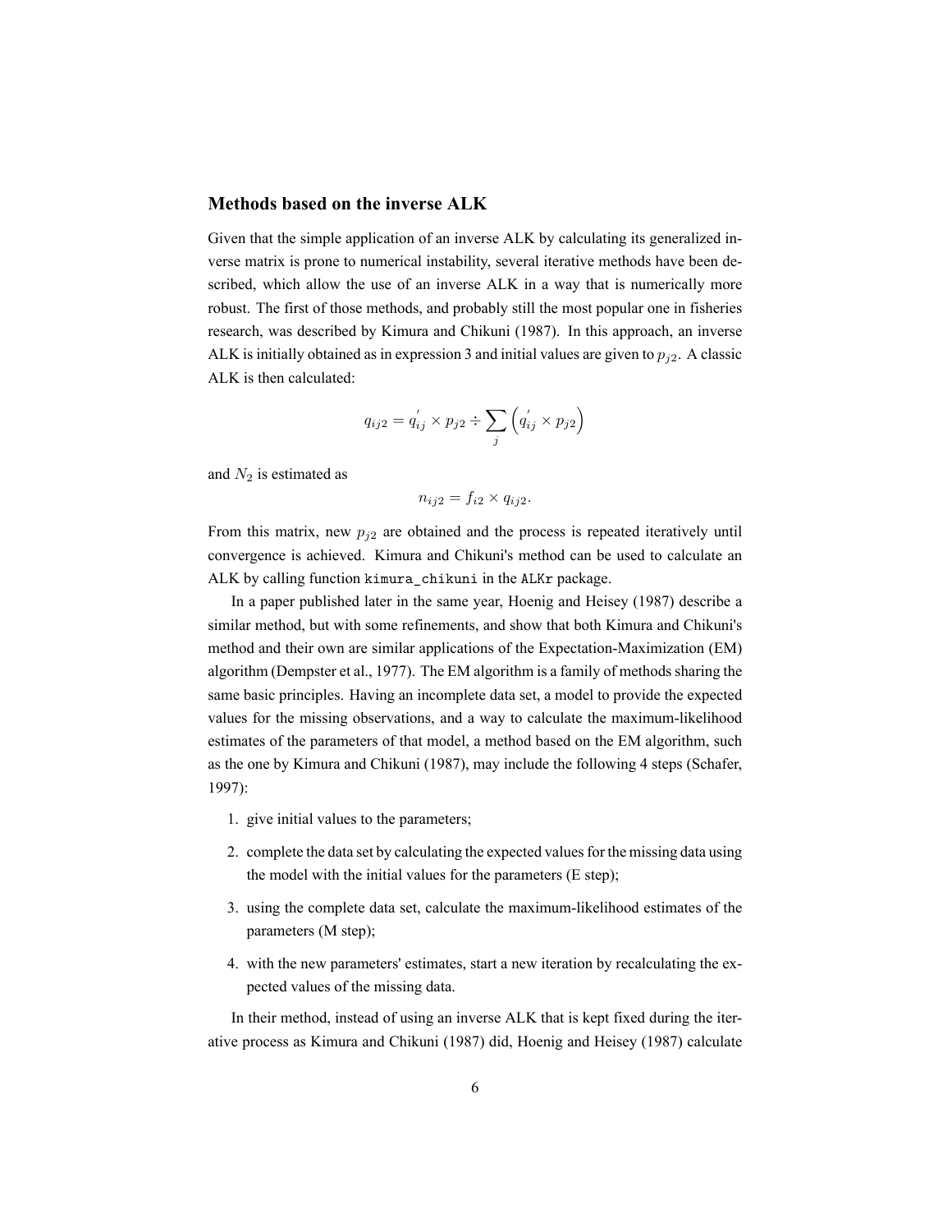### Methods based on the inverse ALK

Given that the simple application of an inverse ALK by calculating its generalized inverse matrix is prone to numerical instability, several iterative methods have been described, which allow the use of an inverse ALK in a way that is numerically more robust. The first of those methods, and probably still the most popular one in fisheries research, was described by Kimura and Chikuni (1987). In this approach, an inverse ALK is initially obtained as in expression 3 and initial values are given to $p_{j2}$. A classic ALK is then calculated:

$$q_{ij2} = q^{'}_{ij} \times p_{j2} \div \sum_{j} \left( q^{'}_{ij} \times p_{j2} \right)$$

and $N_2$ is estimated as

$$n_{ij2} = f_{i2} \times q_{ij2}.$$

From this matrix, new $p_{j2}$ are obtained and the process is repeated iteratively until convergence is achieved. Kimura and Chikuni's method can be used to calculate an ALK by calling function `kimura_chikuni` in the `ALKr` package.

In a paper published later in the same year, Hoenig and Heisey (1987) describe a similar method, but with some refinements, and show that both Kimura and Chikuni's method and their own are similar applications of the Expectation-Maximization (EM) algorithm (Dempster et al., 1977). The EM algorithm is a family of methods sharing the same basic principles. Having an incomplete data set, a model to provide the expected values for the missing observations, and a way to calculate the maximum-likelihood estimates of the parameters of that model, a method based on the EM algorithm, such as the one by Kimura and Chikuni (1987), may include the following 4 steps (Schafer, 1997):

1. give initial values to the parameters;
2. complete the data set by calculating the expected values for the missing data using the model with the initial values for the parameters (E step);
3. using the complete data set, calculate the maximum-likelihood estimates of the parameters (M step);
4. with the new parameters' estimates, start a new iteration by recalculating the expected values of the missing data.

In their method, instead of using an inverse ALK that is kept fixed during the iterative process as Kimura and Chikuni (1987) did, Hoenig and Heisey (1987) calculate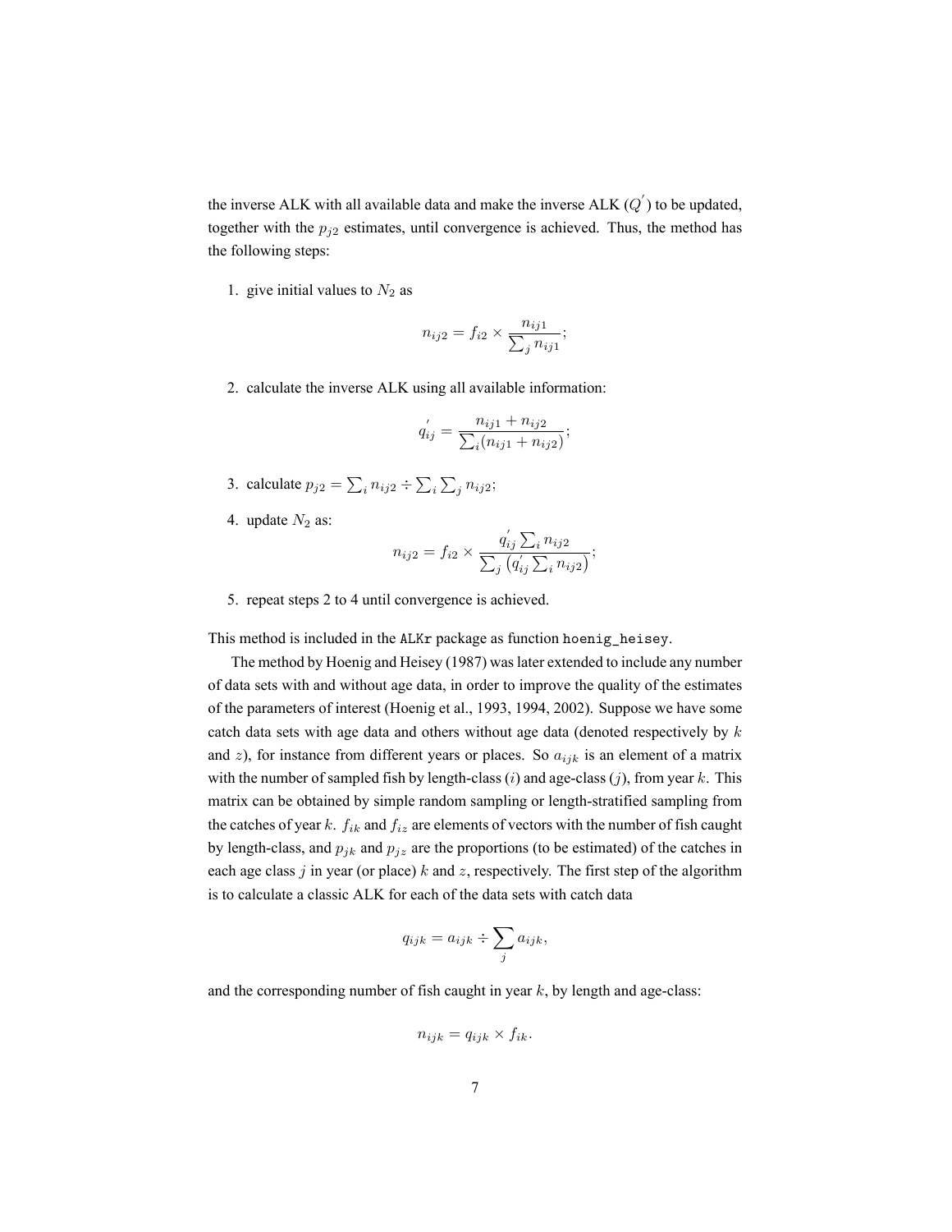the inverse ALK with all available data and make the inverse ALK ($Q^{'}$) to be updated, together with the $p_{j2}$ estimates, until convergence is achieved. Thus, the method has the following steps:

1. give initial values to $N_2$ as

$$n_{ij2} = f_{i2} \times \frac{n_{ij1}}{\sum_j n_{ij1}};$$

2. calculate the inverse ALK using all available information:

$$q_{ij}^{'} = \frac{n_{ij1} + n_{ij2}}{\sum_i (n_{ij1} + n_{ij2})};$$

3. calculate $p_{j2} = \sum_i n_{ij2} \div \sum_i \sum_j n_{ij2}$;

4. update $N_2$ as:

$$n_{ij2} = f_{i2} \times \frac{q_{ij}^{'} \sum_i n_{ij2}}{\sum_j \left(q_{ij}^{'} \sum_i n_{ij2}\right)};$$

5. repeat steps 2 to 4 until convergence is achieved.

This method is included in the `ALKr` package as function `hoenig_heisey`.

The method by Hoenig and Heisey (1987) was later extended to include any number of data sets with and without age data, in order to improve the quality of the estimates of the parameters of interest (Hoenig et al., 1993, 1994, 2002). Suppose we have some catch data sets with age data and others without age data (denoted respectively by $k$ and $z$), for instance from different years or places. So $a_{ijk}$ is an element of a matrix with the number of sampled fish by length-class ($i$) and age-class ($j$), from year $k$. This matrix can be obtained by simple random sampling or length-stratified sampling from the catches of year $k$. $f_{ik}$ and $f_{iz}$ are elements of vectors with the number of fish caught by length-class, and $p_{jk}$ and $p_{jz}$ are the proportions (to be estimated) of the catches in each age class $j$ in year (or place) $k$ and $z$, respectively. The first step of the algorithm is to calculate a classic ALK for each of the data sets with catch data

$$q_{ijk} = a_{ijk} \div \sum_j a_{ijk},$$

and the corresponding number of fish caught in year $k$, by length and age-class:

$$n_{ijk} = q_{ijk} \times f_{ik}.$$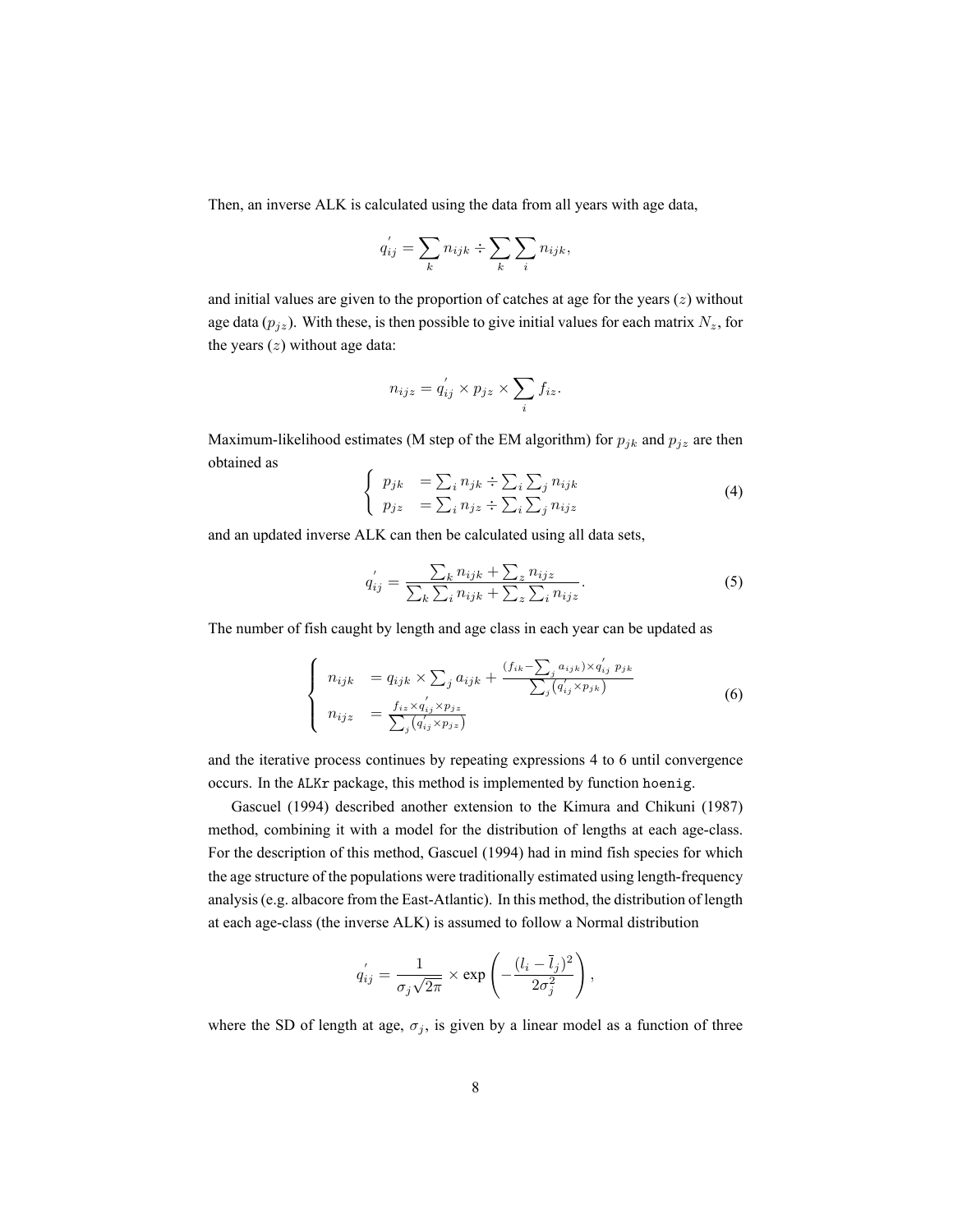Then, an inverse ALK is calculated using the data from all years with age data,

$$q'_{ij} = \sum_k n_{ijk} \div \sum_k \sum_i n_{ijk},$$

and initial values are given to the proportion of catches at age for the years ($z$) without age data ($p_{jz}$). With these, is then possible to give initial values for each matrix $N_z$, for the years ($z$) without age data:

$$n_{ijz} = q'_{ij} \times p_{jz} \times \sum_i f_{iz}.$$

Maximum-likelihood estimates (M step of the EM algorithm) for $p_{jk}$ and $p_{jz}$ are then obtained as

$$\begin{cases} p_{jk} & = \sum_i n_{jk} \div \sum_i \sum_j n_{ijk} \\ p_{jz} & = \sum_i n_{jz} \div \sum_i \sum_j n_{ijz} \end{cases} \tag{4}$$

and an updated inverse ALK can then be calculated using all data sets,

$$q'_{ij} = \frac{\sum_k n_{ijk} + \sum_z n_{ijz}}{\sum_k \sum_i n_{ijk} + \sum_z \sum_i n_{ijz}}. \tag{5}$$

The number of fish caught by length and age class in each year can be updated as

$$\begin{cases} n_{ijk} & = q_{ijk} \times \sum_j a_{ijk} + \frac{(f_{ik} - \sum_j a_{ijk}) \times q'_{ij} \; p_{jk}}{\sum_j \left(q'_{ij} \times p_{jk}\right)} \\ n_{ijz} & = \frac{f_{iz} \times q'_{ij} \times p_{jz}}{\sum_j \left(q'_{ij} \times p_{jz}\right)} \end{cases} \tag{6}$$

and the iterative process continues by repeating expressions 4 to 6 until convergence occurs. In the `ALKr` package, this method is implemented by function `hoenig`.

Gascuel (1994) described another extension to the Kimura and Chikuni (1987) method, combining it with a model for the distribution of lengths at each age-class. For the description of this method, Gascuel (1994) had in mind fish species for which the age structure of the populations were traditionally estimated using length-frequency analysis (e.g. albacore from the East-Atlantic). In this method, the distribution of length at each age-class (the inverse ALK) is assumed to follow a Normal distribution

$$q'_{ij} = \frac{1}{\sigma_j \sqrt{2\pi}} \times \exp\left(-\frac{(l_i - \bar{l}_j)^2}{2\sigma_j^2}\right),$$

where the SD of length at age, $\sigma_j$, is given by a linear model as a function of three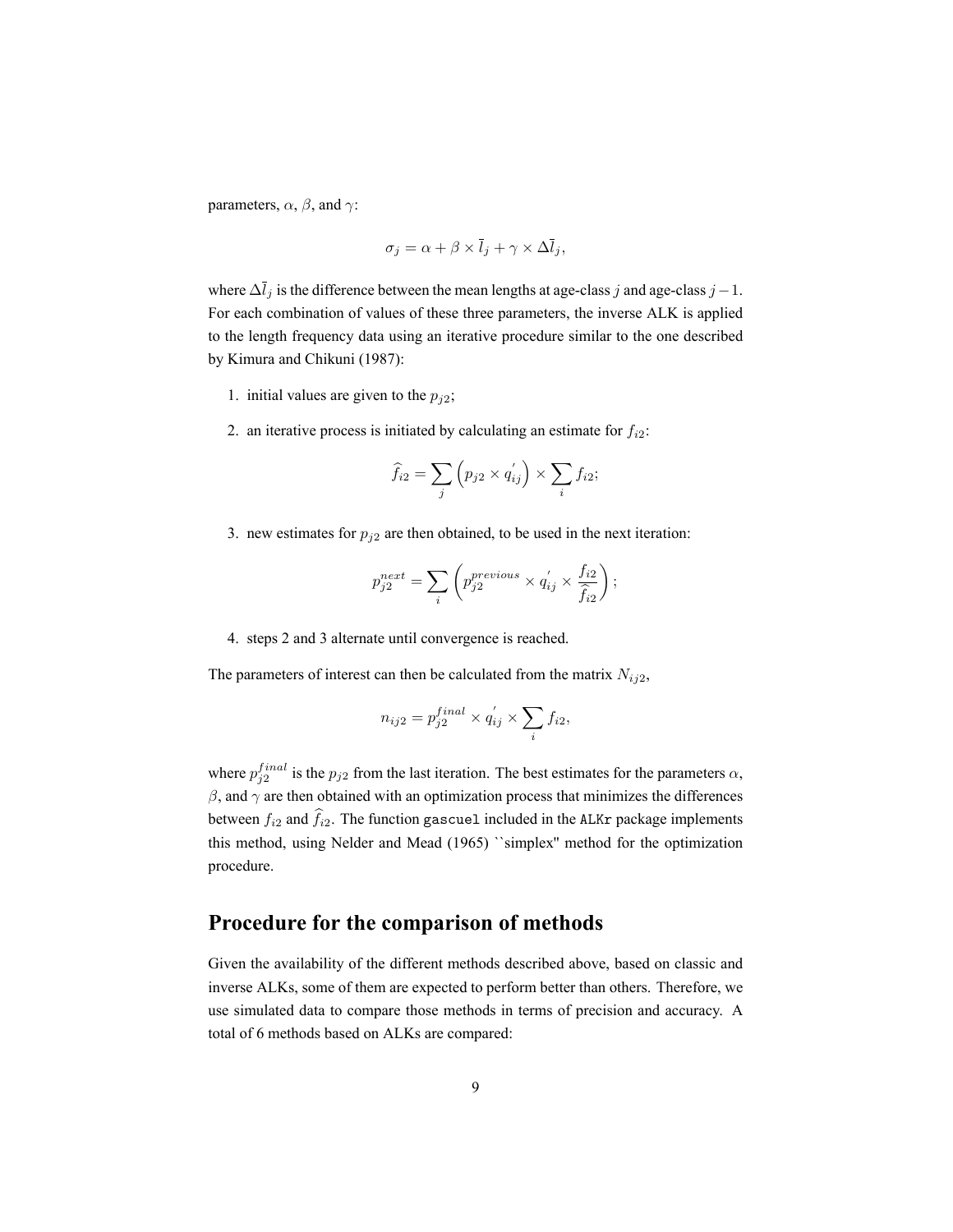parameters, $\alpha$, $\beta$, and $\gamma$:

$$\sigma_j = \alpha + \beta \times \bar{l}_j + \gamma \times \Delta \bar{l}_j,$$

where $\Delta \bar{l}_j$ is the difference between the mean lengths at age-class $j$ and age-class $j-1$. For each combination of values of these three parameters, the inverse ALK is applied to the length frequency data using an iterative procedure similar to the one described by Kimura and Chikuni (1987):

1. initial values are given to the $p_{j2}$;

2. an iterative process is initiated by calculating an estimate for $f_{i2}$:

$$\widehat{f}_{i2} = \sum_j \left( p_{j2} \times q_{ij}^{'} \right) \times \sum_i f_{i2};$$

3. new estimates for $p_{j2}$ are then obtained, to be used in the next iteration:

$$p_{j2}^{next} = \sum_i \left( p_{j2}^{previous} \times q_{ij}^{'} \times \frac{f_{i2}}{\widehat{f}_{i2}} \right);$$

4. steps 2 and 3 alternate until convergence is reached.

The parameters of interest can then be calculated from the matrix $N_{ij2}$,

$$n_{ij2} = p_{j2}^{final} \times q_{ij}^{'} \times \sum_i f_{i2},$$

where $p_{j2}^{final}$ is the $p_{j2}$ from the last iteration. The best estimates for the parameters $\alpha$, $\beta$, and $\gamma$ are then obtained with an optimization process that minimizes the differences between $f_{i2}$ and $\widehat{f}_{i2}$. The function `gascuel` included in the `ALKr` package implements this method, using Nelder and Mead (1965) ``simplex'' method for the optimization procedure.

## Procedure for the comparison of methods

Given the availability of the different methods described above, based on classic and inverse ALKs, some of them are expected to perform better than others. Therefore, we use simulated data to compare those methods in terms of precision and accuracy. A total of 6 methods based on ALKs are compared: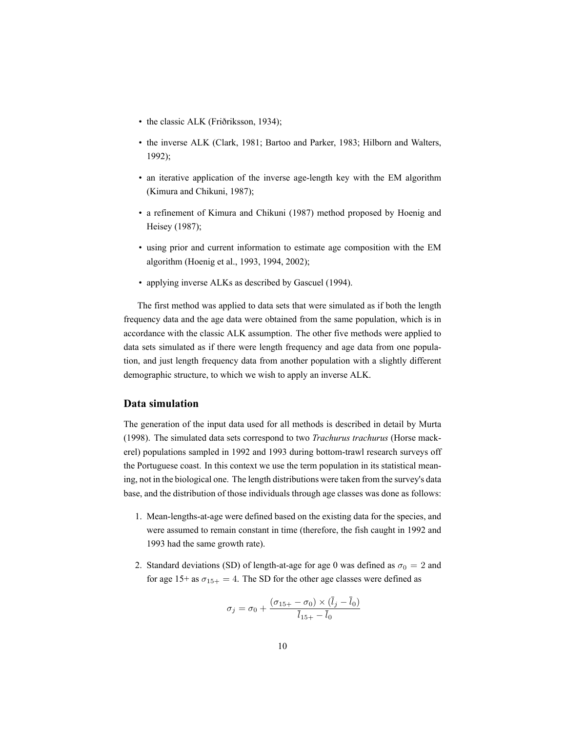- the classic ALK (Friðriksson, 1934);
- the inverse ALK (Clark, 1981; Bartoo and Parker, 1983; Hilborn and Walters, 1992);
- an iterative application of the inverse age-length key with the EM algorithm (Kimura and Chikuni, 1987);
- a refinement of Kimura and Chikuni (1987) method proposed by Hoenig and Heisey (1987);
- using prior and current information to estimate age composition with the EM algorithm (Hoenig et al., 1993, 1994, 2002);
- applying inverse ALKs as described by Gascuel (1994).

The first method was applied to data sets that were simulated as if both the length frequency data and the age data were obtained from the same population, which is in accordance with the classic ALK assumption. The other five methods were applied to data sets simulated as if there were length frequency and age data from one population, and just length frequency data from another population with a slightly different demographic structure, to which we wish to apply an inverse ALK.

## Data simulation

The generation of the input data used for all methods is described in detail by Murta (1998). The simulated data sets correspond to two *Trachurus trachurus* (Horse mackerel) populations sampled in 1992 and 1993 during bottom-trawl research surveys off the Portuguese coast. In this context we use the term population in its statistical meaning, not in the biological one. The length distributions were taken from the survey's data base, and the distribution of those individuals through age classes was done as follows:

1. Mean-lengths-at-age were defined based on the existing data for the species, and were assumed to remain constant in time (therefore, the fish caught in 1992 and 1993 had the same growth rate).
2. Standard deviations (SD) of length-at-age for age 0 was defined as $\sigma_0 = 2$ and for age 15+ as $\sigma_{15+} = 4$. The SD for the other age classes were defined as

$$\sigma_j = \sigma_0 + \frac{(\sigma_{15+} - \sigma_0) \times (\bar{l}_j - \bar{l}_0)}{\bar{l}_{15+} - \bar{l}_0}$$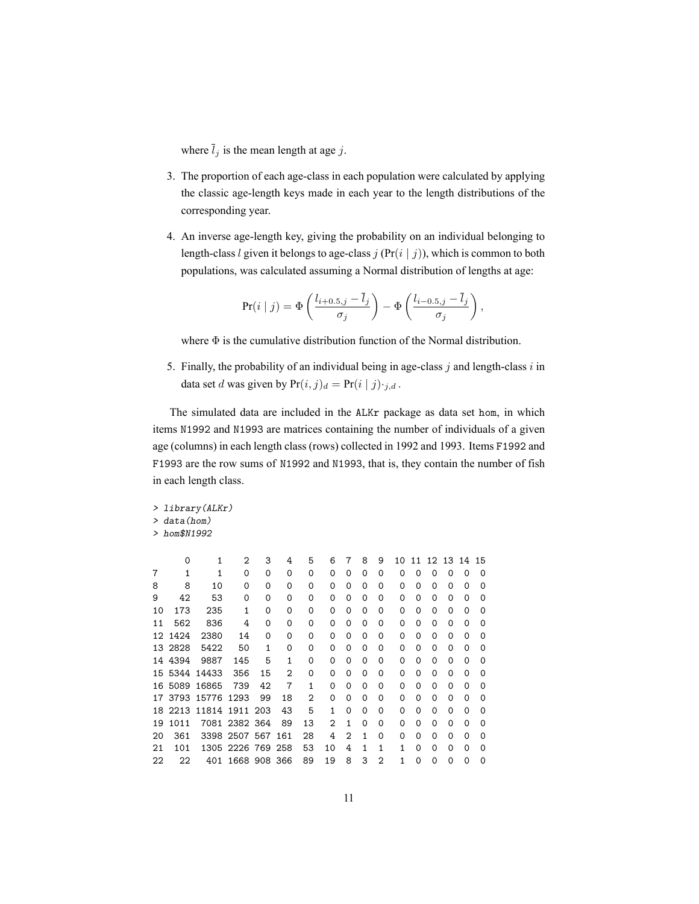where $\bar{l}_j$ is the mean length at age $j$.

3. The proportion of each age-class in each population were calculated by applying the classic age-length keys made in each year to the length distributions of the corresponding year.

4. An inverse age-length key, giving the probability on an individual belonging to length-class $l$ given it belongs to age-class $j$ ($\Pr(i \mid j)$), which is common to both populations, was calculated assuming a Normal distribution of lengths at age:

$$\Pr(i \mid j) = \Phi\left(\frac{l_{i+0.5,j} - \bar{l}_j}{\sigma_j}\right) - \Phi\left(\frac{l_{i-0.5,j} - \bar{l}_j}{\sigma_j}\right),$$

where $\Phi$ is the cumulative distribution function of the Normal distribution.

5. Finally, the probability of an individual being in age-class $j$ and length-class $i$ in data set $d$ was given by $\Pr(i, j)_d = \Pr(i \mid j) \cdot_{j,d}$ .

The simulated data are included in the ALKr package as data set hom, in which items N1992 and N1993 are matrices containing the number of individuals of a given age (columns) in each length class (rows) collected in 1992 and 1993. Items F1992 and F1993 are the row sums of N1992 and N1993, that is, they contain the number of fish in each length class.

```
> library(ALKr)
> data(hom)
> hom$N1992

      0     1    2   3   4  5  6 7 8 9  10 11 12 13 14 15
7     1     1    0   0   0  0  0 0 0 0   0  0  0  0  0  0
8     8    10    0   0   0  0  0 0 0 0   0  0  0  0  0  0
9    42    53    0   0   0  0  0 0 0 0   0  0  0  0  0  0
10  173   235    1   0   0  0  0 0 0 0   0  0  0  0  0  0
11  562   836    4   0   0  0  0 0 0 0   0  0  0  0  0  0
12 1424  2380   14   0   0  0  0 0 0 0   0  0  0  0  0  0
13 2828  5422   50   1   0  0  0 0 0 0   0  0  0  0  0  0
14 4394  9887  145   5   1  0  0 0 0 0   0  0  0  0  0  0
15 5344 14433  356  15   2  0  0 0 0 0   0  0  0  0  0  0
16 5089 16865  739  42   7  1  0 0 0 0   0  0  0  0  0  0
17 3793 15776 1293  99  18  2  0 0 0 0   0  0  0  0  0  0
18 2213 11814 1911 203  43  5  1 0 0 0   0  0  0  0  0  0
19 1011  7081 2382 364  89 13  2 1 0 0   0  0  0  0  0  0
20  361  3398 2507 567 161 28  4 2 1 0   0  0  0  0  0  0
21  101  1305 2226 769 258 53 10 4 1 1   1  0  0  0  0  0
22   22   401 1668 908 366 89 19 8 3 2   1  0  0  0  0  0
```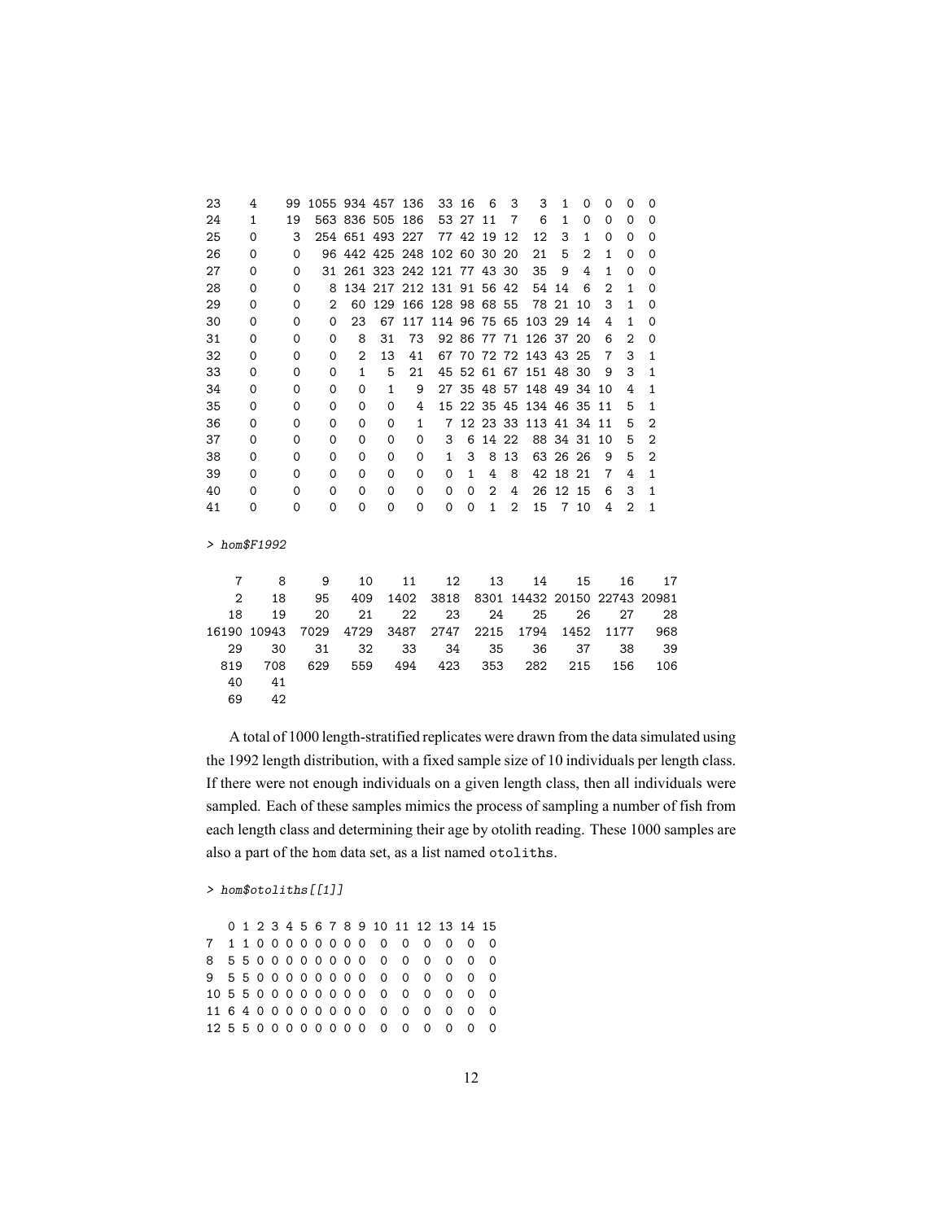```
23    4    99 1055 934 457 136   33 16   6  3    3  1  0   0  0  0
24    1    19  563 836 505 186   53 27  11  7    6  1  0   0  0  0
25    0     3  254 651 493 227   77 42  19 12   12  3  1   0  0  0
26    0     0   96 442 425 248 102 60  30 20   21  5  2   1  0  0
27    0     0   31 261 323 242 121 77  43 30   35  9  4   1  0  0
28    0     0    8 134 217 212 131 91  56 42   54 14  6   2  1  0
29    0     0    2  60 129 166 128 98  68 55   78 21 10   3  1  0
30    0     0    0  23  67 117 114 96  75 65  103 29 14   4  1  0
31    0     0    0   8  31  73  92 86  77 71  126 37 20   6  2  0
32    0     0    0   2  13  41  67 70  72 72  143 43 25   7  3  1
33    0     0    0   1   5  21  45 52  61 67  151 48 30   9  3  1
34    0     0    0   0   1   9  27 35  48 57  148 49 34 10   4  1
35    0     0    0   0   0   4  15 22  35 45  134 46 35 11   5  1
36    0     0    0   0   0   1   7 12  23 33  113 41 34 11   5  2
37    0     0    0   0   0   0   3  6  14 22   88 34 31 10   5  2
38    0     0    0   0   0   0   1  3   8 13   63 26 26  9   5  2
39    0     0    0   0   0   0   0  1   4  8   42 18 21  7   4  1
40    0     0    0   0   0   0   0  0   2  4   26 12 15  6   3  1
41    0     0    0   0   0   0   0  0   1  2   15  7 10  4   2  1
```

```
> hom$F1992
```

```
    7     8     9    10    11    12    13    14    15    16    17
    2    18    95   409  1402  3818  8301 14432 20150 22743 20981
   18    19    20    21    22    23    24    25    26    27    28
16190 10943  7029  4729  3487  2747  2215  1794  1452  1177   968
   29    30    31    32    33    34    35    36    37    38    39
  819   708   629   559   494   423   353   282   215   156   106
   40    41
   69    42
```

A total of 1000 length-stratified replicates were drawn from the data simulated using the 1992 length distribution, with a fixed sample size of 10 individuals per length class. If there were not enough individuals on a given length class, then all individuals were sampled. Each of these samples mimics the process of sampling a number of fish from each length class and determining their age by otolith reading. These 1000 samples are also a part of the hom data set, as a list named otoliths.

```
> hom$otoliths[[1]]
```

```
   0 1 2 3 4 5 6 7 8 9 10 11 12 13 14 15
7  1 1 0 0 0 0 0 0 0 0  0  0  0  0  0  0
8  5 5 0 0 0 0 0 0 0 0  0  0  0  0  0  0
9  5 5 0 0 0 0 0 0 0 0  0  0  0  0  0  0
10 5 5 0 0 0 0 0 0 0 0  0  0  0  0  0  0
11 6 4 0 0 0 0 0 0 0 0  0  0  0  0  0  0
12 5 5 0 0 0 0 0 0 0 0  0  0  0  0  0  0
```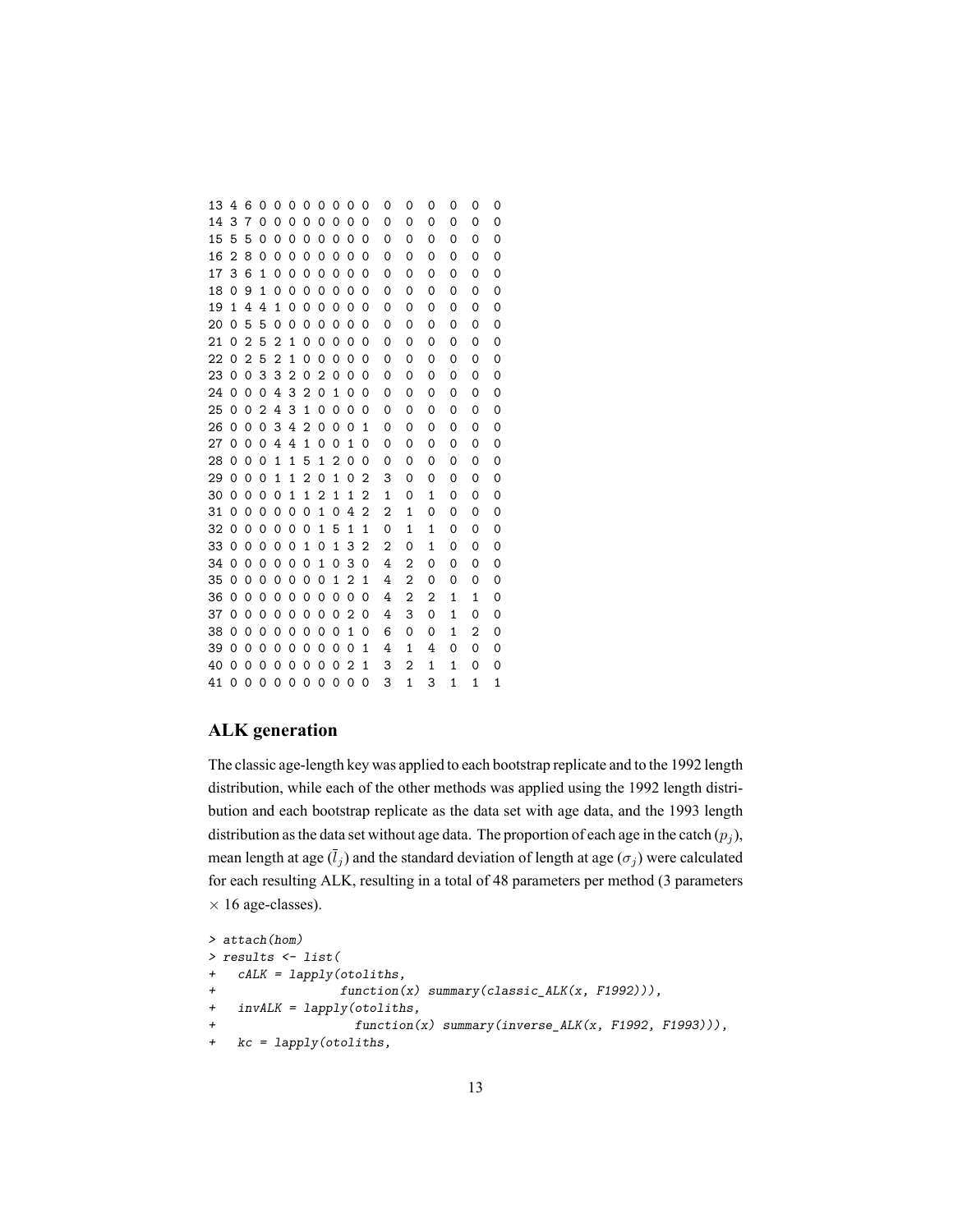```
13 4 6 0 0 0 0 0 0 0 0 0  0  0  0  0  0  0
14 3 7 0 0 0 0 0 0 0 0 0  0  0  0  0  0  0
15 5 5 0 0 0 0 0 0 0 0 0  0  0  0  0  0  0
16 2 8 0 0 0 0 0 0 0 0 0  0  0  0  0  0  0
17 3 6 1 0 0 0 0 0 0 0 0  0  0  0  0  0  0
18 0 9 1 0 0 0 0 0 0 0 0  0  0  0  0  0  0
19 1 4 4 1 0 0 0 0 0 0 0  0  0  0  0  0  0
20 0 5 5 0 0 0 0 0 0 0 0  0  0  0  0  0  0
21 0 2 5 2 1 0 0 0 0 0 0  0  0  0  0  0  0
22 0 2 5 2 1 0 0 0 0 0 0  0  0  0  0  0  0
23 0 0 3 3 2 0 2 0 0 0 0  0  0  0  0  0  0
24 0 0 0 4 3 2 0 1 0 0 0  0  0  0  0  0  0
25 0 0 2 4 3 1 0 0 0 0 0  0  0  0  0  0  0
26 0 0 0 3 4 2 0 0 0 0 1  0  0  0  0  0  0
27 0 0 0 4 4 1 0 0 0 1 0  0  0  0  0  0  0
28 0 0 0 1 1 5 1 2 0 0 0  0  0  0  0  0  0
29 0 0 0 1 1 2 0 1 0 2 3  0  0  0  0  0  0
30 0 0 0 0 1 1 2 1 1 2 1  0  1  0  0  0  0
31 0 0 0 0 0 0 1 0 4 2 2  1  0  0  0  0  0
32 0 0 0 0 0 0 1 5 1 1 0  1  1  0  0  0  0
33 0 0 0 0 0 1 0 1 3 2 2  0  1  0  0  0  0
34 0 0 0 0 0 0 1 0 3 0 4  2  0  0  0  0  0
35 0 0 0 0 0 0 0 1 2 1 4  2  0  0  0  0  0
36 0 0 0 0 0 0 0 0 0 0 4  2  2  1  1  0  0
37 0 0 0 0 0 0 0 0 2 0 4  3  0  1  0  0  0
38 0 0 0 0 0 0 0 0 1 0 6  0  0  1  2  0  0
39 0 0 0 0 0 0 0 0 0 1 4  1  4  0  0  0  0
40 0 0 0 0 0 0 0 0 2 1 3  2  1  1  0  0  0
41 0 0 0 0 0 0 0 0 0 0 3  1  3  1  1  1  1
```

## ALK generation

The classic age-length key was applied to each bootstrap replicate and to the 1992 length distribution, while each of the other methods was applied using the 1992 length distribution and each bootstrap replicate as the data set with age data, and the 1993 length distribution as the data set without age data. The proportion of each age in the catch ($p_j$), mean length at age ($\bar{l}_j$) and the standard deviation of length at age ($\sigma_j$) were calculated for each resulting ALK, resulting in a total of 48 parameters per method (3 parameters $\times$ 16 age-classes).

```
> attach(hom)
> results <- list(
+   cALK = lapply(otoliths,
+                 function(x) summary(classic_ALK(x, F1992))),
+   invALK = lapply(otoliths,
+                   function(x) summary(inverse_ALK(x, F1992, F1993))),
+   kc = lapply(otoliths,
```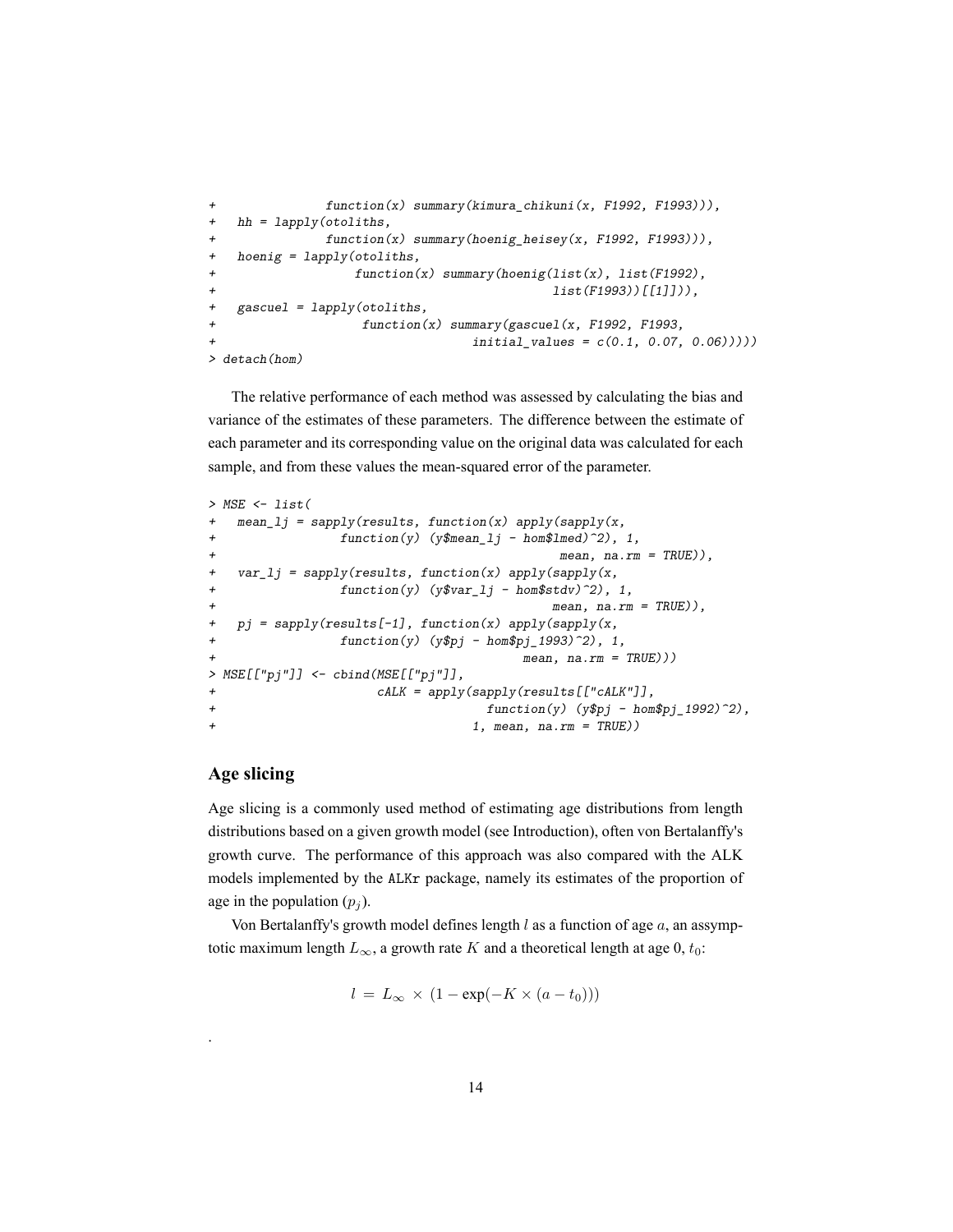```
+               function(x) summary(kimura_chikuni(x, F1992, F1993))),
+   hh = lapply(otoliths,
+               function(x) summary(hoenig_heisey(x, F1992, F1993))),
+   hoenig = lapply(otoliths,
+                   function(x) summary(hoenig(list(x), list(F1992),
+                                              list(F1993))[[1]])),
+   gascuel = lapply(otoliths,
+                    function(x) summary(gascuel(x, F1992, F1993,
+                                   initial_values = c(0.1, 0.07, 0.06)))))
> detach(hom)
```

The relative performance of each method was assessed by calculating the bias and variance of the estimates of these parameters. The difference between the estimate of each parameter and its corresponding value on the original data was calculated for each sample, and from these values the mean-squared error of the parameter.

```
> MSE <- list(
+   mean_lj = sapply(results, function(x) apply(sapply(x,
+                function(y) (y$mean_lj - hom$lmed)^2), 1,
+                                              mean, na.rm = TRUE)),
+   var_lj = sapply(results, function(x) apply(sapply(x,
+                function(y) (y$var_lj - hom$stdv)^2), 1,
+                                             mean, na.rm = TRUE)),
+   pj = sapply(results[-1], function(x) apply(sapply(x,
+                function(y) (y$pj - hom$pj_1993)^2), 1,
+                                         mean, na.rm = TRUE)))
> MSE[["pj"]] <- cbind(MSE[["pj"]],
+                     cALK = apply(sapply(results[["cALK"]],
+                                   function(y) (y$pj - hom$pj_1992)^2),
+                                 1, mean, na.rm = TRUE))
```

## Age slicing

Age slicing is a commonly used method of estimating age distributions from length distributions based on a given growth model (see Introduction), often von Bertalanffy's growth curve. The performance of this approach was also compared with the ALK models implemented by the ALKr package, namely its estimates of the proportion of age in the population ($p_j$).

Von Bertalanffy's growth model defines length $l$ as a function of age $a$, an assymptotic maximum length $L_\infty$, a growth rate $K$ and a theoretical length at age 0, $t_0$:

$$l \,=\, L_\infty \,\times\, (1 - \exp(-K \times (a - t_0)))$$

.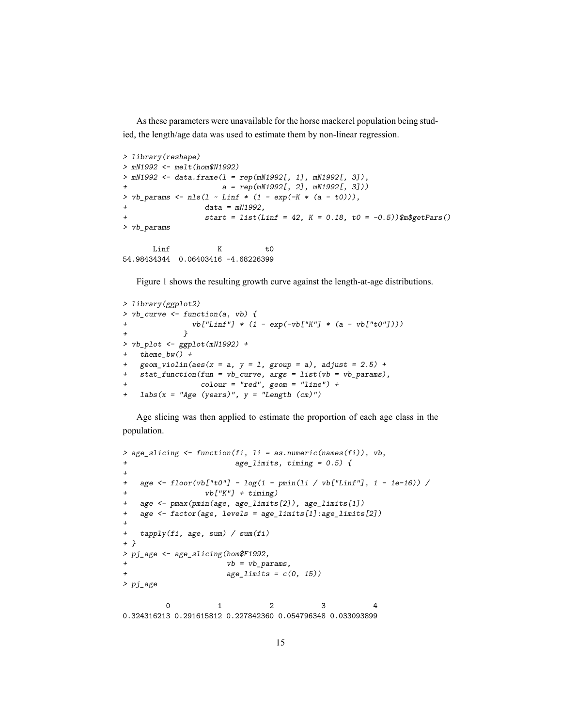As these parameters were unavailable for the horse mackerel population being studied, the length/age data was used to estimate them by non-linear regression.

```
> library(reshape)
> mN1992 <- melt(hom$N1992)
> mN1992 <- data.frame(l = rep(mN1992[, 1], mN1992[, 3]),
+                      a = rep(mN1992[, 2], mN1992[, 3]))
> vb_params <- nls(l ~ Linf * (1 - exp(-K * (a - t0))),
+                  data = mN1992,
+                  start = list(Linf = 42, K = 0.18, t0 = -0.5))$m$getPars()
> vb_params

       Linf           K          t0 
54.98434344  0.06403416 -4.68226399 
```

Figure 1 shows the resulting growth curve against the length-at-age distributions.

```
> library(ggplot2)
> vb_curve <- function(a, vb) {
+               vb["Linf"] * (1 - exp(-vb["K"] * (a - vb["t0"])))
+             }
> vb_plot <- ggplot(mN1992) +
+   theme_bw() +
+   geom_violin(aes(x = a, y = l, group = a), adjust = 2.5) +
+   stat_function(fun = vb_curve, args = list(vb = vb_params),
+                 colour = "red", geom = "line") +
+   labs(x = "Age (years)", y = "Length (cm)")
```

Age slicing was then applied to estimate the proportion of each age class in the population.

```
> age_slicing <- function(fi, li = as.numeric(names(fi)), vb,
+                         age_limits, timing = 0.5) {
+ 
+   age <- floor(vb["t0"] - log(1 - pmin(li / vb["Linf"], 1 - 1e-16)) /
+                  vb["K"] + timing)
+   age <- pmax(pmin(age, age_limits[2]), age_limits[1])
+   age <- factor(age, levels = age_limits[1]:age_limits[2])
+ 
+   tapply(fi, age, sum) / sum(fi)
+ }
> pj_age <- age_slicing(hom$F1992,
+                       vb = vb_params,
+                       age_limits = c(0, 15))
> pj_age

          0           1           2           3           4 
0.324316213 0.291615812 0.227842360 0.054796348 0.033093899 
```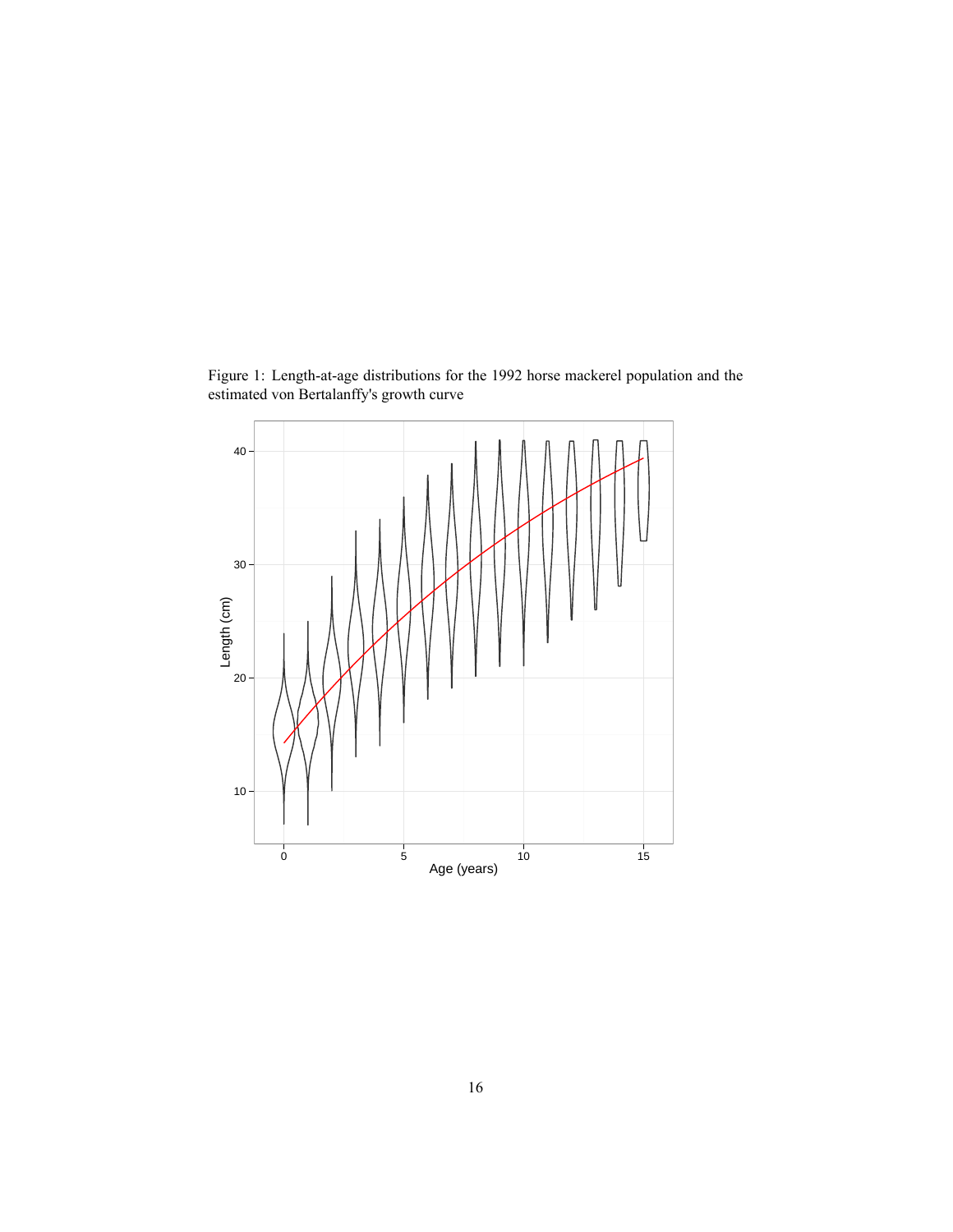Figure 1: Length-at-age distributions for the 1992 horse mackerel population and the estimated von Bertalanffy's growth curve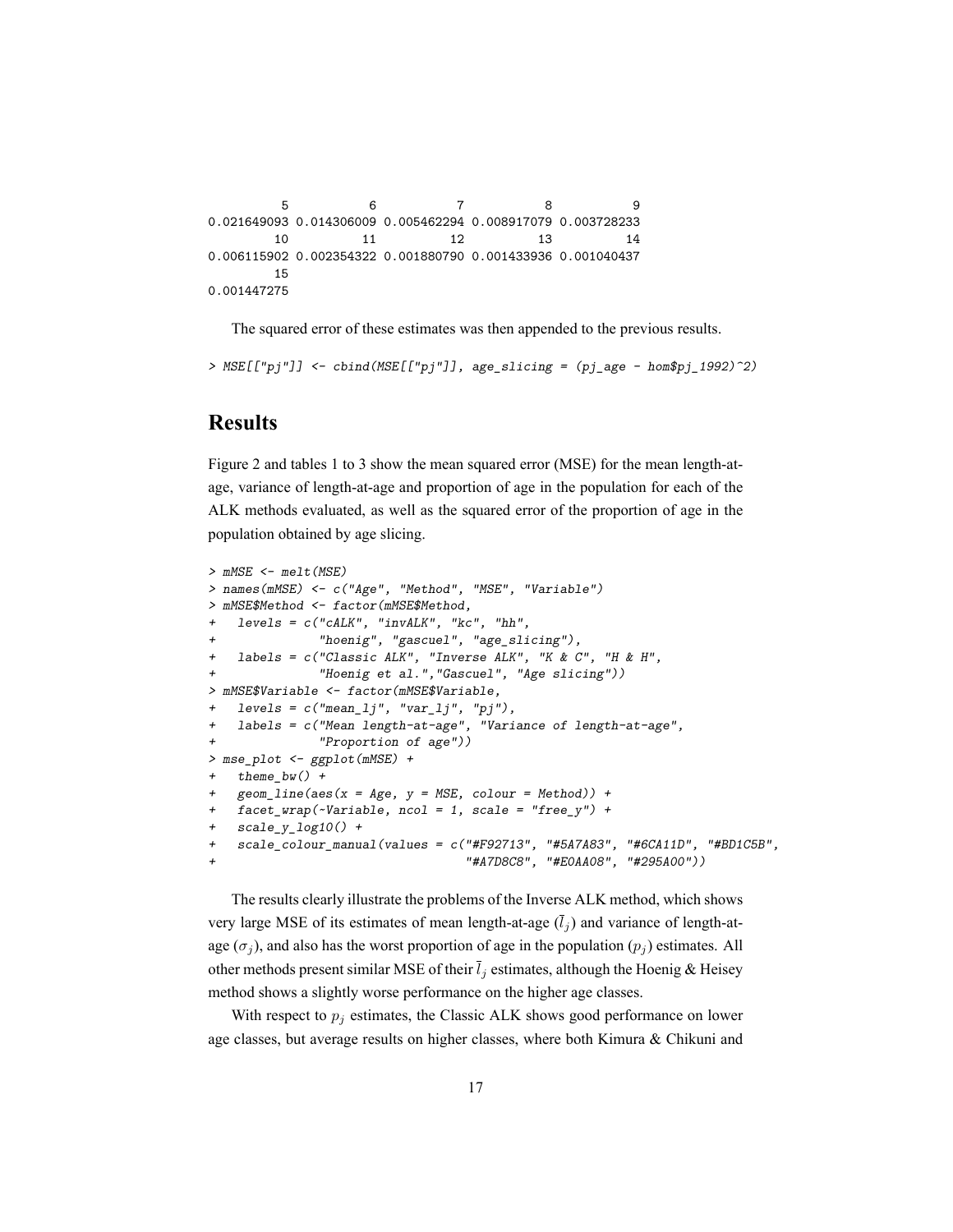```
         5           6           7           8           9 
0.021649093 0.014306009 0.005462294 0.008917079 0.003728233 
         10          11          12          13          14 
0.006115902 0.002354322 0.001880790 0.001433936 0.001040437 
         15 
0.001447275 
```

The squared error of these estimates was then appended to the previous results.

```
> MSE[["pj"]] <- cbind(MSE[["pj"]], age_slicing = (pj_age - hom$pj_1992)^2)
```

## Results

Figure 2 and tables 1 to 3 show the mean squared error (MSE) for the mean length-at-age, variance of length-at-age and proportion of age in the population for each of the ALK methods evaluated, as well as the squared error of the proportion of age in the population obtained by age slicing.

```
> mMSE <- melt(MSE)
> names(mMSE) <- c("Age", "Method", "MSE", "Variable")
> mMSE$Method <- factor(mMSE$Method,
+   levels = c("cALK", "invALK", "kc", "hh",
+              "hoenig", "gascuel", "age_slicing"),
+   labels = c("Classic ALK", "Inverse ALK", "K & C", "H & H",
+              "Hoenig et al.","Gascuel", "Age slicing"))
> mMSE$Variable <- factor(mMSE$Variable,
+   levels = c("mean_lj", "var_lj", "pj"),
+   labels = c("Mean length-at-age", "Variance of length-at-age",
+              "Proportion of age"))
> mse_plot <- ggplot(mMSE) +
+   theme_bw() +
+   geom_line(aes(x = Age, y = MSE, colour = Method)) +
+   facet_wrap(~Variable, ncol = 1, scale = "free_y") +
+   scale_y_log10() +
+   scale_colour_manual(values = c("#F92713", "#5A7A83", "#6CA11D", "#BD1C5B",
+                                  "#A7D8C8", "#E0AA08", "#295A00"))
```

The results clearly illustrate the problems of the Inverse ALK method, which shows very large MSE of its estimates of mean length-at-age ($\bar{l}_j$) and variance of length-at-age ($\sigma_j$), and also has the worst proportion of age in the population ($p_j$) estimates. All other methods present similar MSE of their $\bar{l}_j$ estimates, although the Hoenig & Heisey method shows a slightly worse performance on the higher age classes.

With respect to $p_j$ estimates, the Classic ALK shows good performance on lower age classes, but average results on higher classes, where both Kimura & Chikuni and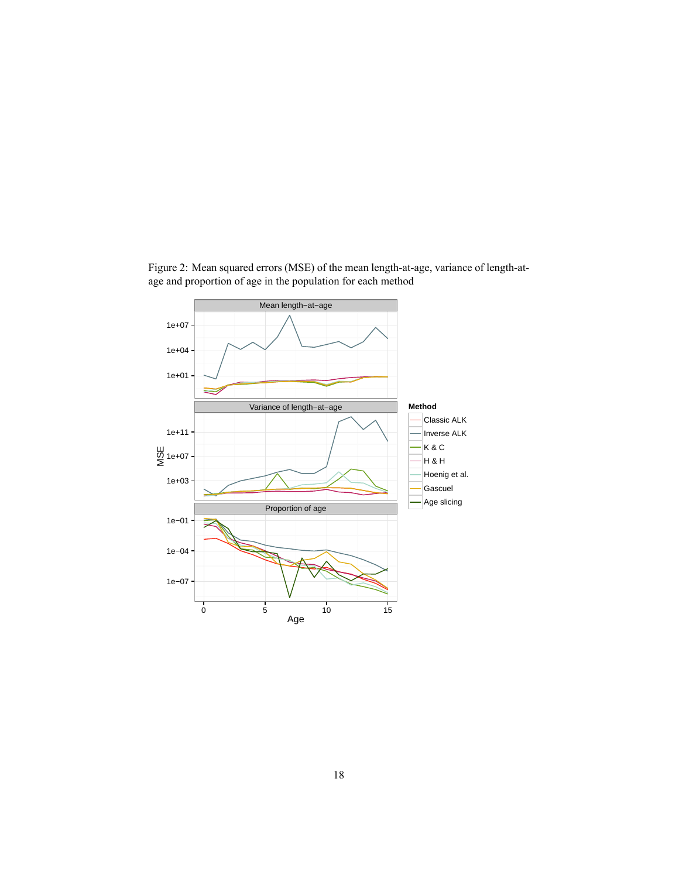Figure 2: Mean squared errors (MSE) of the mean length-at-age, variance of length-at-age and proportion of age in the population for each method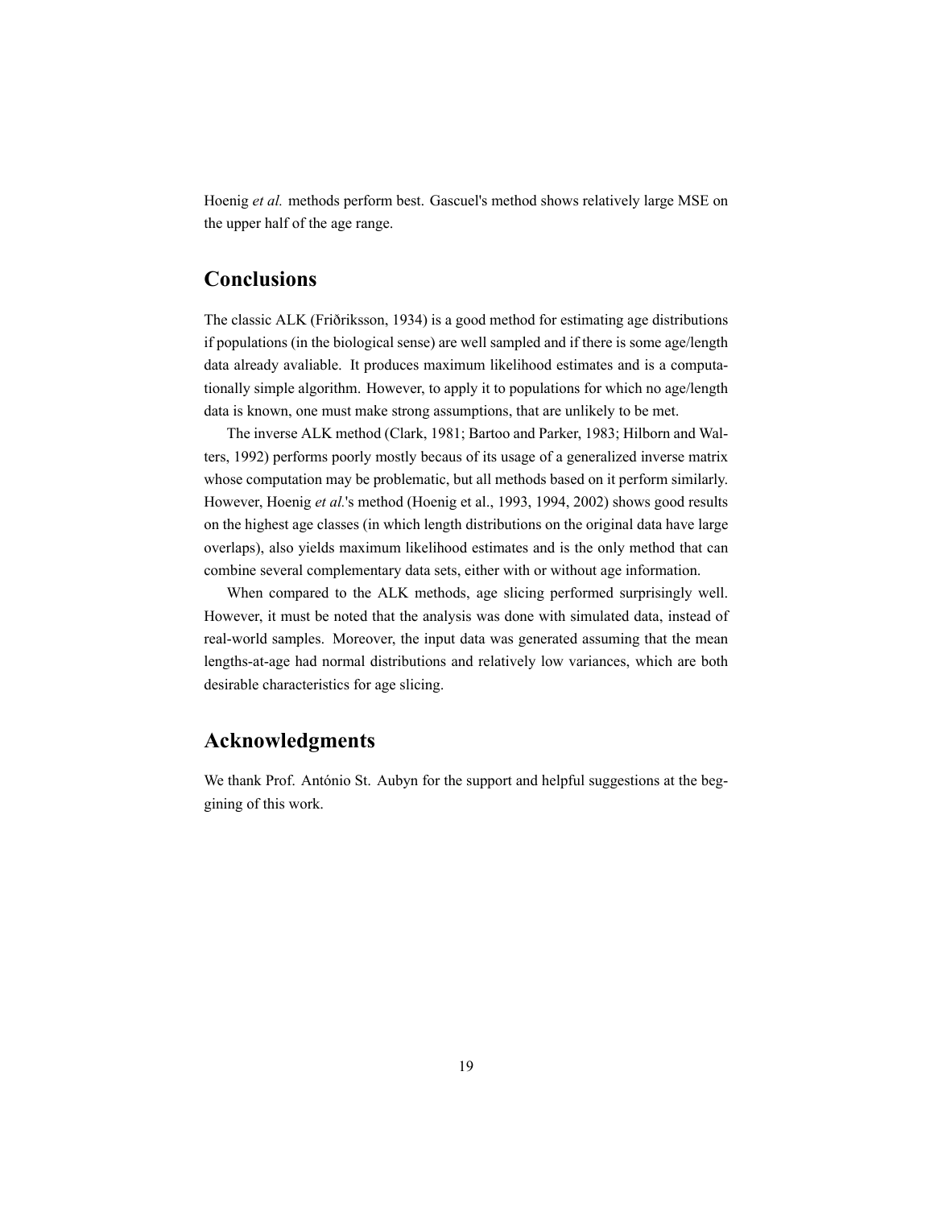Hoenig *et al.* methods perform best. Gascuel's method shows relatively large MSE on the upper half of the age range.

## Conclusions

The classic ALK (Friðriksson, 1934) is a good method for estimating age distributions if populations (in the biological sense) are well sampled and if there is some age/length data already avaliable. It produces maximum likelihood estimates and is a computationally simple algorithm. However, to apply it to populations for which no age/length data is known, one must make strong assumptions, that are unlikely to be met.

The inverse ALK method (Clark, 1981; Bartoo and Parker, 1983; Hilborn and Walters, 1992) performs poorly mostly becaus of its usage of a generalized inverse matrix whose computation may be problematic, but all methods based on it perform similarly. However, Hoenig *et al.*'s method (Hoenig et al., 1993, 1994, 2002) shows good results on the highest age classes (in which length distributions on the original data have large overlaps), also yields maximum likelihood estimates and is the only method that can combine several complementary data sets, either with or without age information.

When compared to the ALK methods, age slicing performed surprisingly well. However, it must be noted that the analysis was done with simulated data, instead of real-world samples. Moreover, the input data was generated assuming that the mean lengths-at-age had normal distributions and relatively low variances, which are both desirable characteristics for age slicing.

## Acknowledgments

We thank Prof. António St. Aubyn for the support and helpful suggestions at the beggining of this work.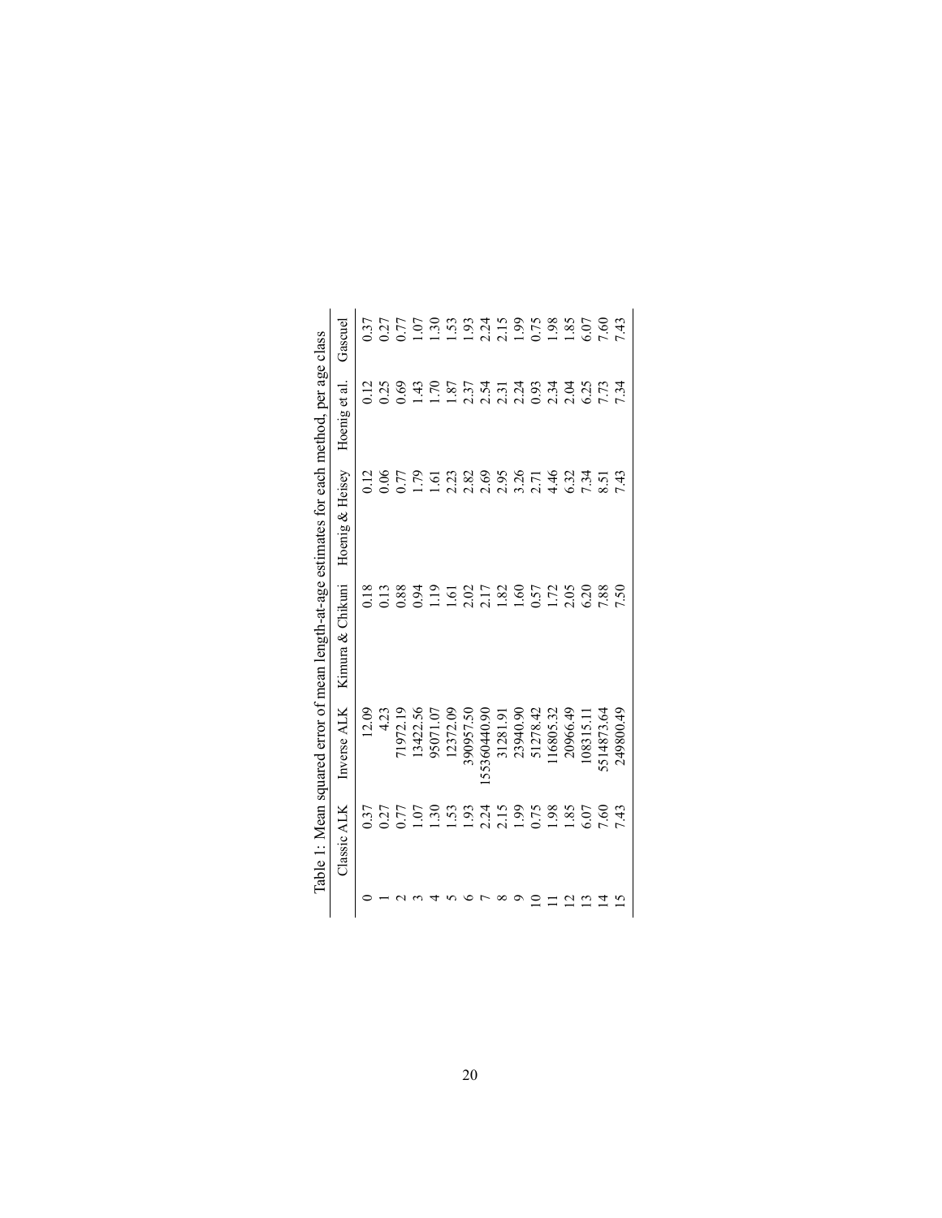Table 1: Mean squared error of mean length-at-age estimates for each method, per age class

| | Classic ALK | Inverse ALK | Kimura & Chikuni | Hoenig & Heisey | Hoenig et al. | Gascuel |
|---|---|---|---|---|---|---|
| 0 | 0.37 | 12.09 | 0.18 | 0.12 | 0.12 | 0.37 |
| 1 | 0.27 | 4.23 | 0.13 | 0.06 | 0.25 | 0.27 |
| 2 | 0.77 | 71972.19 | 0.88 | 0.77 | 0.69 | 0.77 |
| 3 | 1.07 | 13422.56 | 0.94 | 1.79 | 1.43 | 1.07 |
| 4 | 1.30 | 95071.07 | 1.19 | 1.61 | 1.70 | 1.30 |
| 5 | 1.53 | 12372.09 | 1.61 | 2.23 | 1.87 | 1.53 |
| 6 | 1.93 | 390957.50 | 2.02 | 2.82 | 2.37 | 1.93 |
| 7 | 2.24 | 155360440.90 | 2.17 | 2.69 | 2.54 | 2.24 |
| 8 | 2.15 | 31281.91 | 1.82 | 2.95 | 2.31 | 2.15 |
| 9 | 1.99 | 23940.90 | 1.60 | 3.26 | 2.24 | 1.99 |
| 10 | 0.75 | 51278.42 | 0.57 | 2.71 | 0.93 | 0.75 |
| 11 | 1.98 | 116805.32 | 1.72 | 4.46 | 2.34 | 1.98 |
| 12 | 1.85 | 20966.49 | 2.05 | 6.32 | 2.04 | 1.85 |
| 13 | 6.07 | 108315.11 | 6.20 | 7.34 | 6.25 | 6.07 |
| 14 | 7.60 | 5514873.64 | 7.88 | 8.51 | 7.73 | 7.60 |
| 15 | 7.43 | 249800.49 | 7.50 | 7.43 | 7.34 | 7.43 |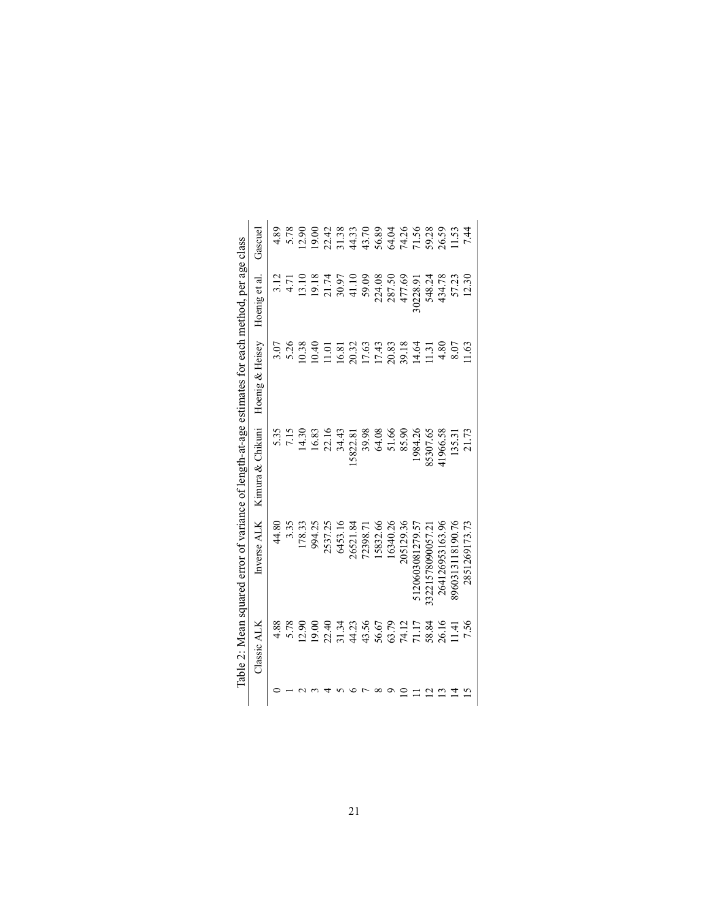Table 2: Mean squared error of variance of length-at-age estimates for each method, per age class

| | Classic ALK | Inverse ALK | Kimura & Chikuni | Hoenig & Heisey | Hoenig et al. | Gascuel |
|---|---|---|---|---|---|---|
| 0 | 4.88 | 44.80 | 5.35 | 3.07 | 3.12 | 4.89 |
| 1 | 5.78 | 3.35 | 7.15 | 5.26 | 4.71 | 5.78 |
| 2 | 12.90 | 178.33 | 14.30 | 10.38 | 13.10 | 12.90 |
| 3 | 19.00 | 994.25 | 16.83 | 10.40 | 19.18 | 19.00 |
| 4 | 22.40 | 2537.25 | 22.16 | 11.01 | 21.74 | 22.42 |
| 5 | 31.34 | 6453.16 | 34.43 | 16.81 | 30.97 | 31.38 |
| 6 | 44.23 | 26521.84 | 15822.81 | 20.32 | 41.10 | 44.33 |
| 7 | 43.56 | 72398.71 | 39.98 | 17.63 | 59.09 | 43.70 |
| 8 | 56.67 | 15832.66 | 64.08 | 17.43 | 224.08 | 56.89 |
| 9 | 63.79 | 16340.26 | 51.66 | 20.83 | 287.50 | 64.04 |
| 10 | 74.12 | 205129.36 | 85.90 | 39.18 | 477.69 | 74.26 |
| 11 | 71.17 | 5120603081279.57 | 1984.26 | 14.64 | 30228.91 | 71.56 |
| 12 | 58.84 | 33221578090057.21 | 85307.65 | 11.31 | 548.24 | 59.28 |
| 13 | 26.16 | 2641269531163.96 | 41966.58 | 4.80 | 434.78 | 26.59 |
| 14 | 11.41 | 8960313118190.76 | 135.31 | 8.07 | 57.23 | 11.53 |
| 15 | 7.56 | 2851269173.73 | 21.73 | 11.63 | 12.30 | 7.44 |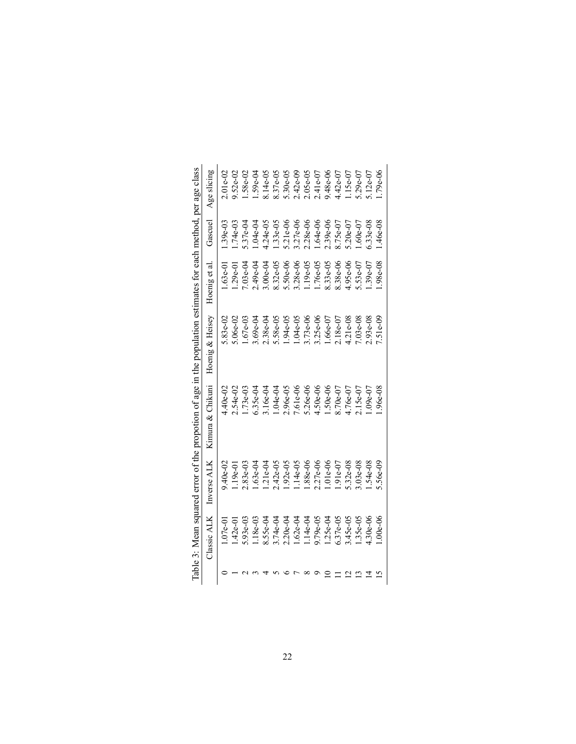Table 3: Mean squared error of the propotion of age in the population estimates for each method, per age class

| | Classic ALK | Inverse ALK | Kimura & Chikuni | Hoenig & Heisey | Hoenig et al. | Gascuel | Age slicing |
|---|---|---|---|---|---|---|---|
| 0 | 1.07e-01 | 9.40e-02 | 4.40e-02 | 5.83e-02 | 1.63e-01 | 1.39e-03 | 2.01e-02 |
| 1 | 1.42e-01 | 1.19e-01 | 2.54e-02 | 5.06e-02 | 1.29e-01 | 1.74e-03 | 9.52e-02 |
| 2 | 5.93e-03 | 2.83e-03 | 1.73e-03 | 1.67e-03 | 7.03e-04 | 5.37e-04 | 1.58e-02 |
| 3 | 1.18e-03 | 1.63e-04 | 6.35e-04 | 3.69e-04 | 2.49e-04 | 1.04e-04 | 1.59e-04 |
| 4 | 8.55e-04 | 1.21e-04 | 3.16e-04 | 2.38e-04 | 3.00e-04 | 4.24e-05 | 8.14e-05 |
| 5 | 3.74e-04 | 2.42e-05 | 1.04e-04 | 5.58e-05 | 8.32e-05 | 1.33e-05 | 8.37e-05 |
| 6 | 2.20e-04 | 1.92e-05 | 2.96e-05 | 1.94e-05 | 5.50e-06 | 5.21e-06 | 5.30e-05 |
| 7 | 1.62e-04 | 1.14e-05 | 7.61e-06 | 1.04e-05 | 3.28e-06 | 3.27e-06 | 2.42e-09 |
| 8 | 1.14e-04 | 1.88e-06 | 5.26e-06 | 3.73e-06 | 1.19e-05 | 2.28e-06 | 2.05e-05 |
| 9 | 9.79e-05 | 2.27e-06 | 4.50e-06 | 3.25e-06 | 1.76e-05 | 1.64e-06 | 2.41e-07 |
| 10 | 1.25e-04 | 1.01e-06 | 1.50e-06 | 1.66e-07 | 8.33e-05 | 2.39e-06 | 9.48e-06 |
| 11 | 6.37e-05 | 1.91e-07 | 8.70e-07 | 2.18e-07 | 8.38e-06 | 8.75e-07 | 4.42e-07 |
| 12 | 3.45e-05 | 5.32e-08 | 4.76e-07 | 4.21e-08 | 4.95e-06 | 5.20e-07 | 1.15e-07 |
| 13 | 1.35e-05 | 3.03e-08 | 2.15e-07 | 7.03e-08 | 5.53e-07 | 1.60e-07 | 5.29e-07 |
| 14 | 4.30e-06 | 1.54e-08 | 1.09e-07 | 2.93e-08 | 1.39e-07 | 6.33e-08 | 5.12e-07 |
| 15 | 1.00e-06 | 5.56e-09 | 1.96e-08 | 7.51e-09 | 1.98e-08 | 1.46e-08 | 1.79e-06 |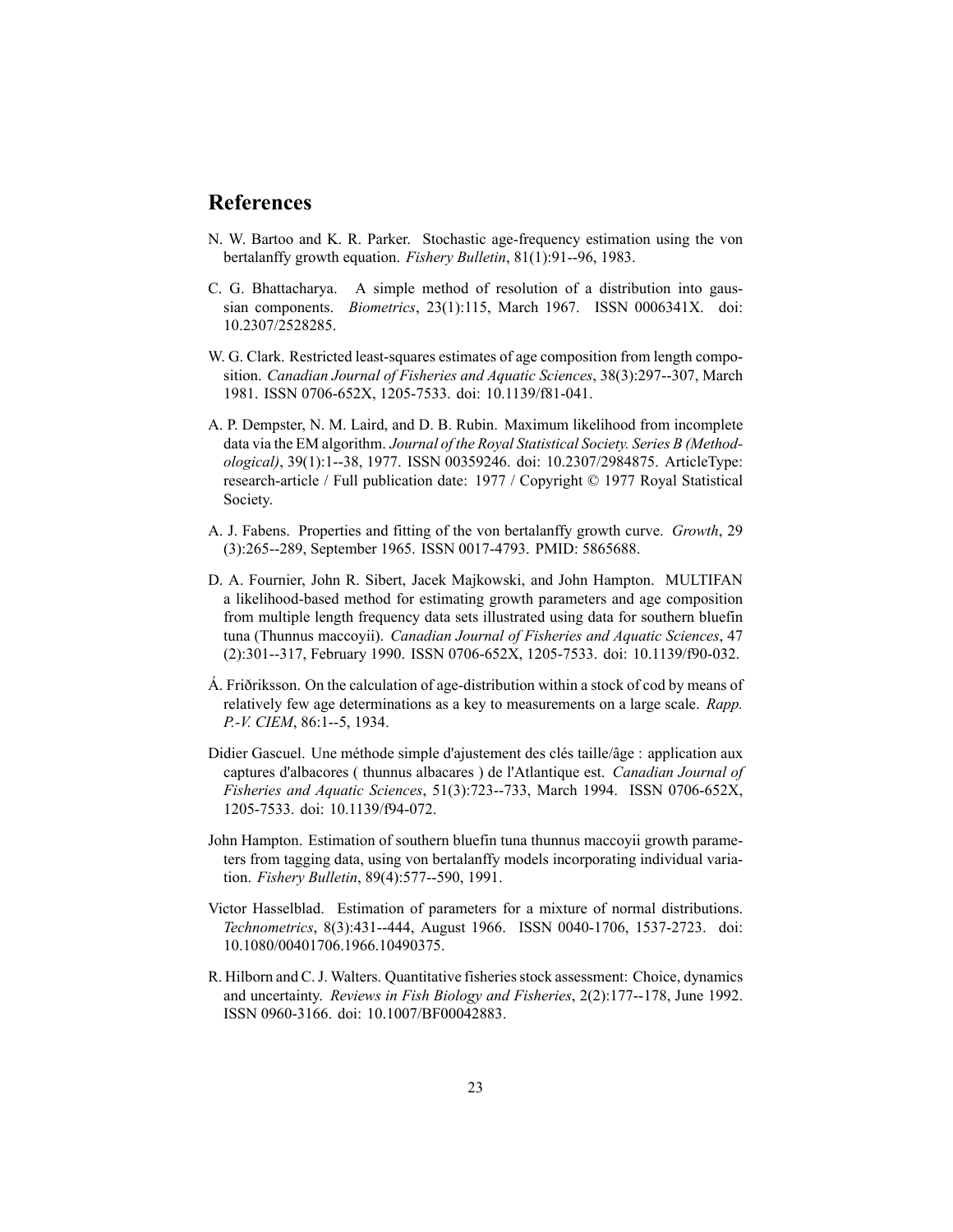# References

N. W. Bartoo and K. R. Parker. Stochastic age-frequency estimation using the von bertalanffy growth equation. *Fishery Bulletin*, 81(1):91--96, 1983.

C. G. Bhattacharya. A simple method of resolution of a distribution into gaussian components. *Biometrics*, 23(1):115, March 1967. ISSN 0006341X. doi: 10.2307/2528285.

W. G. Clark. Restricted least-squares estimates of age composition from length composition. *Canadian Journal of Fisheries and Aquatic Sciences*, 38(3):297--307, March 1981. ISSN 0706-652X, 1205-7533. doi: 10.1139/f81-041.

A. P. Dempster, N. M. Laird, and D. B. Rubin. Maximum likelihood from incomplete data via the EM algorithm. *Journal of the Royal Statistical Society. Series B (Methodological)*, 39(1):1--38, 1977. ISSN 00359246. doi: 10.2307/2984875. ArticleType: research-article / Full publication date: 1977 / Copyright © 1977 Royal Statistical Society.

A. J. Fabens. Properties and fitting of the von bertalanffy growth curve. *Growth*, 29 (3):265--289, September 1965. ISSN 0017-4793. PMID: 5865688.

D. A. Fournier, John R. Sibert, Jacek Majkowski, and John Hampton. MULTIFAN a likelihood-based method for estimating growth parameters and age composition from multiple length frequency data sets illustrated using data for southern bluefin tuna (Thunnus maccoyii). *Canadian Journal of Fisheries and Aquatic Sciences*, 47 (2):301--317, February 1990. ISSN 0706-652X, 1205-7533. doi: 10.1139/f90-032.

Á. Friðriksson. On the calculation of age-distribution within a stock of cod by means of relatively few age determinations as a key to measurements on a large scale. *Rapp. P.-V. CIEM*, 86:1--5, 1934.

Didier Gascuel. Une méthode simple d'ajustement des clés taille/âge : application aux captures d'albacores ( thunnus albacares ) de l'Atlantique est. *Canadian Journal of Fisheries and Aquatic Sciences*, 51(3):723--733, March 1994. ISSN 0706-652X, 1205-7533. doi: 10.1139/f94-072.

John Hampton. Estimation of southern bluefin tuna thunnus maccoyii growth parameters from tagging data, using von bertalanffy models incorporating individual variation. *Fishery Bulletin*, 89(4):577--590, 1991.

Victor Hasselblad. Estimation of parameters for a mixture of normal distributions. *Technometrics*, 8(3):431--444, August 1966. ISSN 0040-1706, 1537-2723. doi: 10.1080/00401706.1966.10490375.

R. Hilborn and C. J. Walters. Quantitative fisheries stock assessment: Choice, dynamics and uncertainty. *Reviews in Fish Biology and Fisheries*, 2(2):177--178, June 1992. ISSN 0960-3166. doi: 10.1007/BF00042883.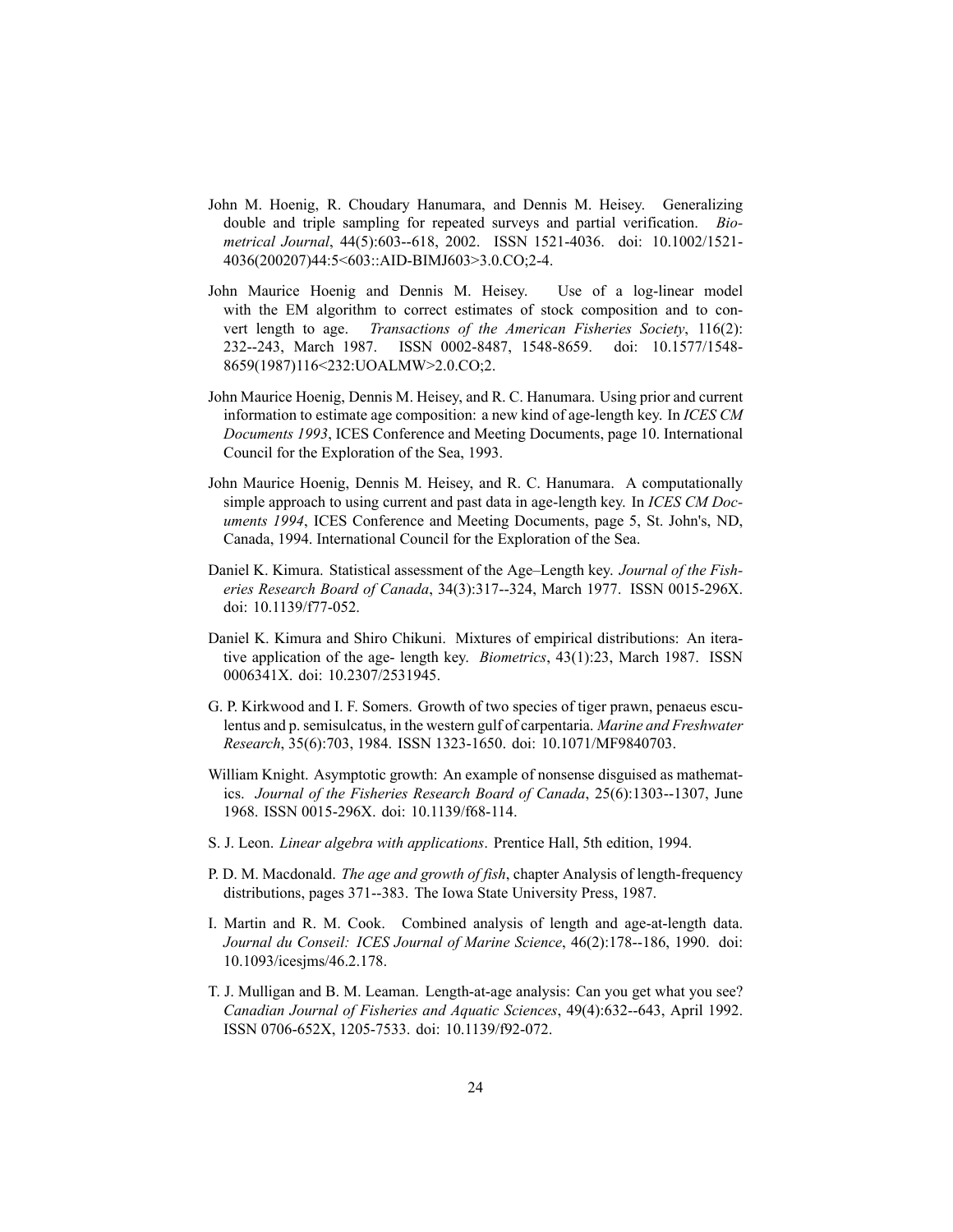John M. Hoenig, R. Choudary Hanumara, and Dennis M. Heisey. Generalizing double and triple sampling for repeated surveys and partial verification. *Biometrical Journal*, 44(5):603--618, 2002. ISSN 1521-4036. doi: 10.1002/1521-4036(200207)44:5<603::AID-BIMJ603>3.0.CO;2-4.

John Maurice Hoenig and Dennis M. Heisey. Use of a log-linear model with the EM algorithm to correct estimates of stock composition and to convert length to age. *Transactions of the American Fisheries Society*, 116(2): 232--243, March 1987. ISSN 0002-8487, 1548-8659. doi: 10.1577/1548-8659(1987)116<232:UOALMW>2.0.CO;2.

John Maurice Hoenig, Dennis M. Heisey, and R. C. Hanumara. Using prior and current information to estimate age composition: a new kind of age-length key. In *ICES CM Documents 1993*, ICES Conference and Meeting Documents, page 10. International Council for the Exploration of the Sea, 1993.

John Maurice Hoenig, Dennis M. Heisey, and R. C. Hanumara. A computationally simple approach to using current and past data in age-length key. In *ICES CM Documents 1994*, ICES Conference and Meeting Documents, page 5, St. John's, ND, Canada, 1994. International Council for the Exploration of the Sea.

Daniel K. Kimura. Statistical assessment of the Age–Length key. *Journal of the Fisheries Research Board of Canada*, 34(3):317--324, March 1977. ISSN 0015-296X. doi: 10.1139/f77-052.

Daniel K. Kimura and Shiro Chikuni. Mixtures of empirical distributions: An iterative application of the age- length key. *Biometrics*, 43(1):23, March 1987. ISSN 0006341X. doi: 10.2307/2531945.

G. P. Kirkwood and I. F. Somers. Growth of two species of tiger prawn, penaeus esculentus and p. semisulcatus, in the western gulf of carpentaria. *Marine and Freshwater Research*, 35(6):703, 1984. ISSN 1323-1650. doi: 10.1071/MF9840703.

William Knight. Asymptotic growth: An example of nonsense disguised as mathematics. *Journal of the Fisheries Research Board of Canada*, 25(6):1303--1307, June 1968. ISSN 0015-296X. doi: 10.1139/f68-114.

S. J. Leon. *Linear algebra with applications*. Prentice Hall, 5th edition, 1994.

P. D. M. Macdonald. *The age and growth of fish*, chapter Analysis of length-frequency distributions, pages 371--383. The Iowa State University Press, 1987.

I. Martin and R. M. Cook. Combined analysis of length and age-at-length data. *Journal du Conseil: ICES Journal of Marine Science*, 46(2):178--186, 1990. doi: 10.1093/icesjms/46.2.178.

T. J. Mulligan and B. M. Leaman. Length-at-age analysis: Can you get what you see? *Canadian Journal of Fisheries and Aquatic Sciences*, 49(4):632--643, April 1992. ISSN 0706-652X, 1205-7533. doi: 10.1139/f92-072.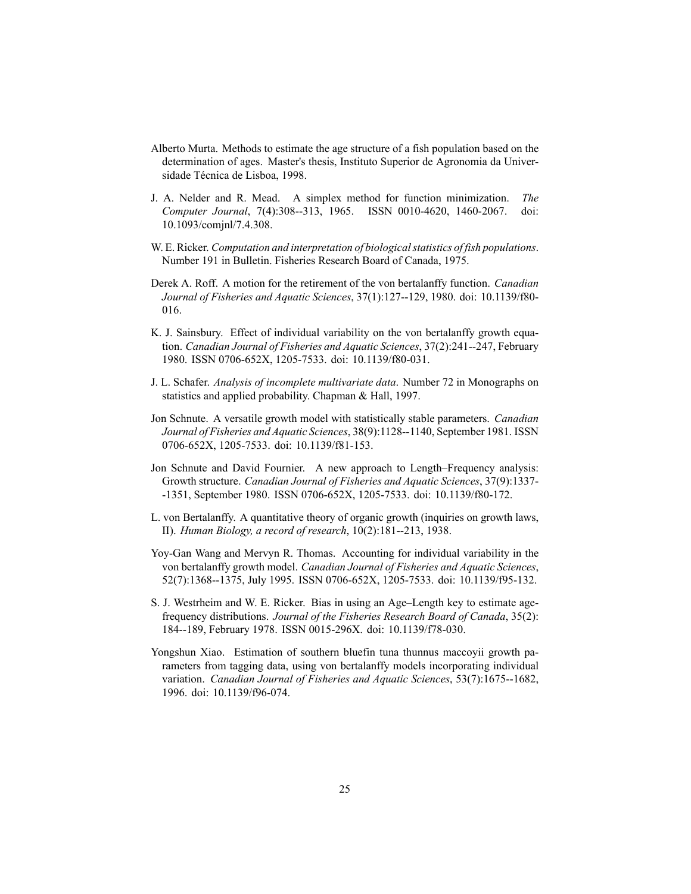Alberto Murta. Methods to estimate the age structure of a fish population based on the determination of ages. Master's thesis, Instituto Superior de Agronomia da Universidade Técnica de Lisboa, 1998.

J. A. Nelder and R. Mead. A simplex method for function minimization. *The Computer Journal*, 7(4):308--313, 1965. ISSN 0010-4620, 1460-2067. doi: 10.1093/comjnl/7.4.308.

W. E. Ricker. *Computation and interpretation of biological statistics of fish populations*. Number 191 in Bulletin. Fisheries Research Board of Canada, 1975.

Derek A. Roff. A motion for the retirement of the von bertalanffy function. *Canadian Journal of Fisheries and Aquatic Sciences*, 37(1):127--129, 1980. doi: 10.1139/f80-016.

K. J. Sainsbury. Effect of individual variability on the von bertalanffy growth equation. *Canadian Journal of Fisheries and Aquatic Sciences*, 37(2):241--247, February 1980. ISSN 0706-652X, 1205-7533. doi: 10.1139/f80-031.

J. L. Schafer. *Analysis of incomplete multivariate data*. Number 72 in Monographs on statistics and applied probability. Chapman & Hall, 1997.

Jon Schnute. A versatile growth model with statistically stable parameters. *Canadian Journal of Fisheries and Aquatic Sciences*, 38(9):1128--1140, September 1981. ISSN 0706-652X, 1205-7533. doi: 10.1139/f81-153.

Jon Schnute and David Fournier. A new approach to Length–Frequency analysis: Growth structure. *Canadian Journal of Fisheries and Aquatic Sciences*, 37(9):1337--1351, September 1980. ISSN 0706-652X, 1205-7533. doi: 10.1139/f80-172.

L. von Bertalanffy. A quantitative theory of organic growth (inquiries on growth laws, II). *Human Biology, a record of research*, 10(2):181--213, 1938.

Yoy-Gan Wang and Mervyn R. Thomas. Accounting for individual variability in the von bertalanffy growth model. *Canadian Journal of Fisheries and Aquatic Sciences*, 52(7):1368--1375, July 1995. ISSN 0706-652X, 1205-7533. doi: 10.1139/f95-132.

S. J. Westrheim and W. E. Ricker. Bias in using an Age–Length key to estimate age-frequency distributions. *Journal of the Fisheries Research Board of Canada*, 35(2):184--189, February 1978. ISSN 0015-296X. doi: 10.1139/f78-030.

Yongshun Xiao. Estimation of southern bluefin tuna thunnus maccoyii growth parameters from tagging data, using von bertalanffy models incorporating individual variation. *Canadian Journal of Fisheries and Aquatic Sciences*, 53(7):1675--1682, 1996. doi: 10.1139/f96-074.